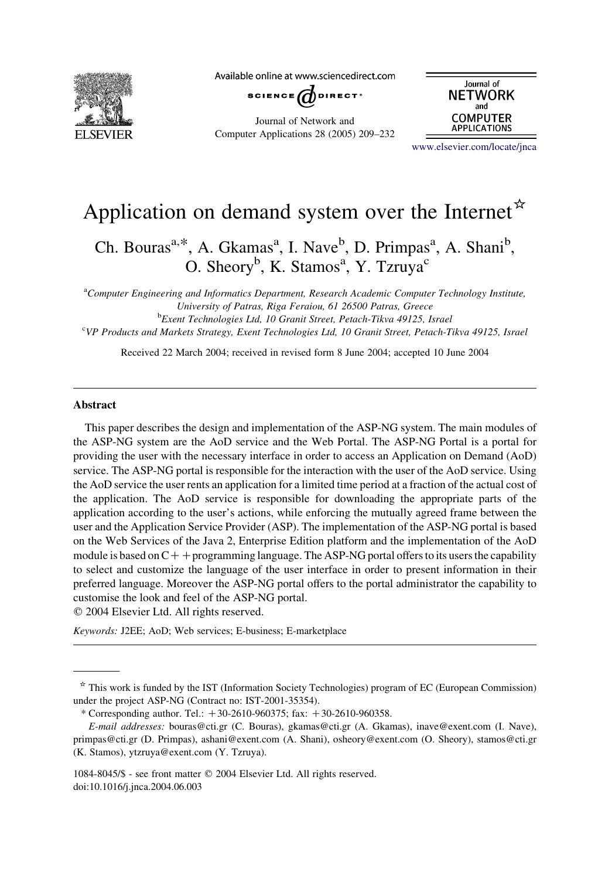# Application on demand system over the Internet☆

Ch. Bouras[a,*], A. Gkamas[a], I. Nave[b], D. Primpas[a], A. Shani[b], O. Sheory[b], K. Stamos[a], Y. Tzruya[c]

[a]*Computer Engineering and Informatics Department, Research Academic Computer Technology Institute, University of Patras, Riga Feraiou, 61 26500 Patras, Greece*
[b]*Exent Technologies Ltd, 10 Granit Street, Petach-Tikva 49125, Israel*
[c]*VP Products and Markets Strategy, Exent Technologies Ltd, 10 Granit Street, Petach-Tikva 49125, Israel*

Received 22 March 2004; received in revised form 8 June 2004; accepted 10 June 2004

## Abstract

This paper describes the design and implementation of the ASP-NG system. The main modules of the ASP-NG system are the AoD service and the Web Portal. The ASP-NG Portal is a portal for providing the user with the necessary interface in order to access an Application on Demand (AoD) service. The ASP-NG portal is responsible for the interaction with the user of the AoD service. Using the AoD service the user rents an application for a limited time period at a fraction of the actual cost of the application. The AoD service is responsible for downloading the appropriate parts of the application according to the user's actions, while enforcing the mutually agreed frame between the user and the Application Service Provider (ASP). The implementation of the ASP-NG portal is based on the Web Services of the Java 2, Enterprise Edition platform and the implementation of the AoD module is based on C++ programming language. The ASP-NG portal offers to its users the capability to select and customize the language of the user interface in order to present information in their preferred language. Moreover the ASP-NG portal offers to the portal administrator the capability to customise the look and feel of the ASP-NG portal.
© 2004 Elsevier Ltd. All rights reserved.

*Keywords:* J2EE; AoD; Web services; E-business; E-marketplace

---

☆ This work is funded by the IST (Information Society Technologies) program of EC (European Commission) under the project ASP-NG (Contract no: IST-2001-35354).

\* Corresponding author. Tel.: +30-2610-960375; fax: +30-2610-960358.

*E-mail addresses:* bouras@cti.gr (C. Bouras), gkamas@cti.gr (A. Gkamas), inave@exent.com (I. Nave), primpas@cti.gr (D. Primpas), ashani@exent.com (A. Shani), osheory@exent.com (O. Sheory), stamos@cti.gr (K. Stamos), ytzruya@exent.com (Y. Tzruya).

1084-8045/$ - see front matter © 2004 Elsevier Ltd. All rights reserved.
doi:10.1016/j.jnca.2004.06.003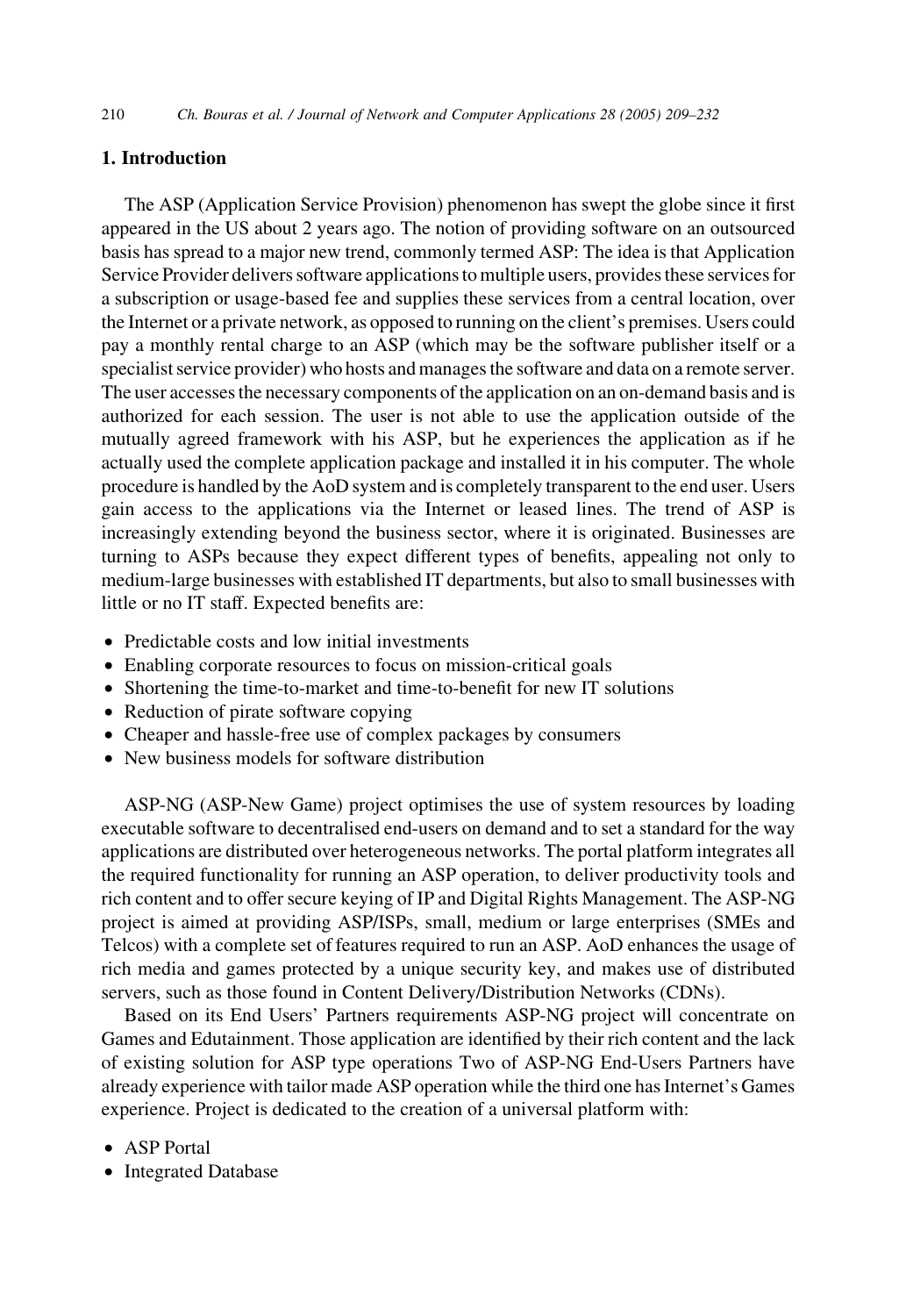## 1. Introduction

The ASP (Application Service Provision) phenomenon has swept the globe since it first appeared in the US about 2 years ago. The notion of providing software on an outsourced basis has spread to a major new trend, commonly termed ASP: The idea is that Application Service Provider delivers software applications to multiple users, provides these services for a subscription or usage-based fee and supplies these services from a central location, over the Internet or a private network, as opposed to running on the client's premises. Users could pay a monthly rental charge to an ASP (which may be the software publisher itself or a specialist service provider) who hosts and manages the software and data on a remote server. The user accesses the necessary components of the application on an on-demand basis and is authorized for each session. The user is not able to use the application outside of the mutually agreed framework with his ASP, but he experiences the application as if he actually used the complete application package and installed it in his computer. The whole procedure is handled by the AoD system and is completely transparent to the end user. Users gain access to the applications via the Internet or leased lines. The trend of ASP is increasingly extending beyond the business sector, where it is originated. Businesses are turning to ASPs because they expect different types of benefits, appealing not only to medium-large businesses with established IT departments, but also to small businesses with little or no IT staff. Expected benefits are:

- Predictable costs and low initial investments
- Enabling corporate resources to focus on mission-critical goals
- Shortening the time-to-market and time-to-benefit for new IT solutions
- Reduction of pirate software copying
- Cheaper and hassle-free use of complex packages by consumers
- New business models for software distribution

ASP-NG (ASP-New Game) project optimises the use of system resources by loading executable software to decentralised end-users on demand and to set a standard for the way applications are distributed over heterogeneous networks. The portal platform integrates all the required functionality for running an ASP operation, to deliver productivity tools and rich content and to offer secure keying of IP and Digital Rights Management. The ASP-NG project is aimed at providing ASP/ISPs, small, medium or large enterprises (SMEs and Telcos) with a complete set of features required to run an ASP. AoD enhances the usage of rich media and games protected by a unique security key, and makes use of distributed servers, such as those found in Content Delivery/Distribution Networks (CDNs).

Based on its End Users' Partners requirements ASP-NG project will concentrate on Games and Edutainment. Those application are identified by their rich content and the lack of existing solution for ASP type operations Two of ASP-NG End-Users Partners have already experience with tailor made ASP operation while the third one has Internet's Games experience. Project is dedicated to the creation of a universal platform with:

- ASP Portal
- Integrated Database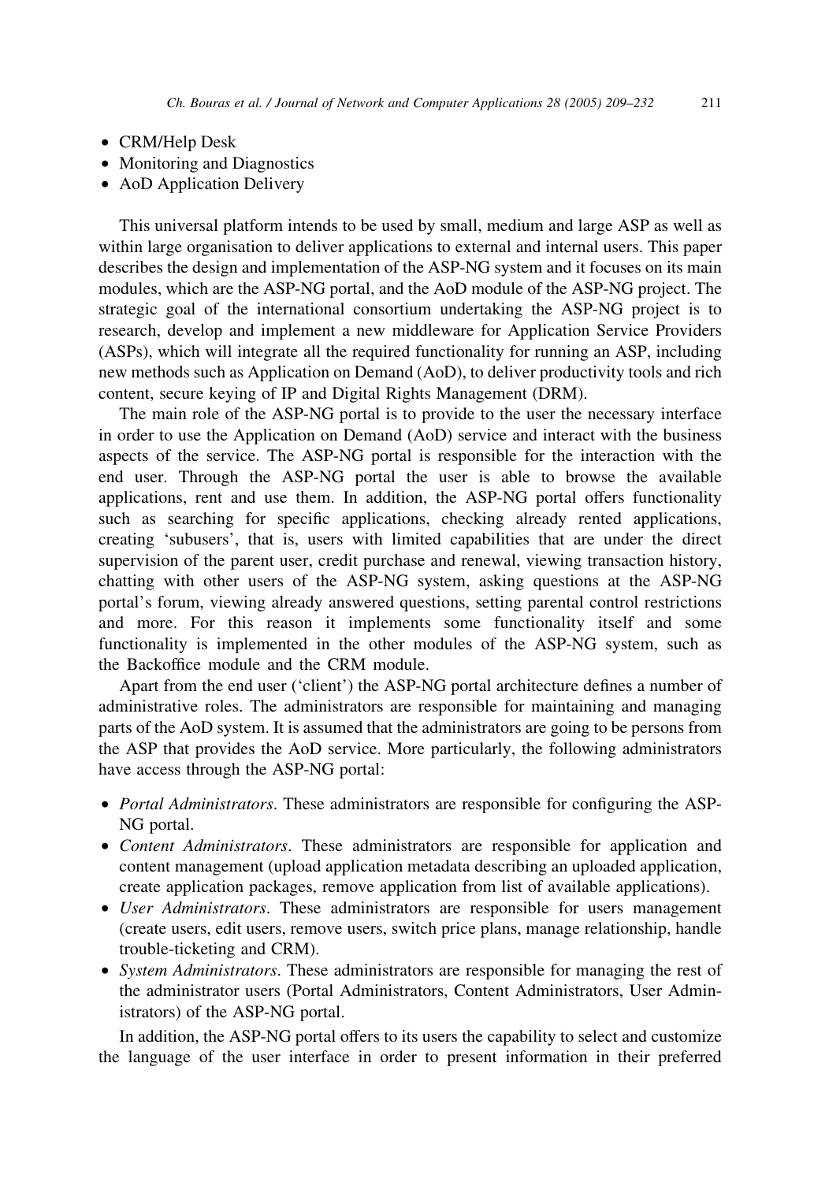- CRM/Help Desk
- Monitoring and Diagnostics
- AoD Application Delivery

This universal platform intends to be used by small, medium and large ASP as well as within large organisation to deliver applications to external and internal users. This paper describes the design and implementation of the ASP-NG system and it focuses on its main modules, which are the ASP-NG portal, and the AoD module of the ASP-NG project. The strategic goal of the international consortium undertaking the ASP-NG project is to research, develop and implement a new middleware for Application Service Providers (ASPs), which will integrate all the required functionality for running an ASP, including new methods such as Application on Demand (AoD), to deliver productivity tools and rich content, secure keying of IP and Digital Rights Management (DRM).

The main role of the ASP-NG portal is to provide to the user the necessary interface in order to use the Application on Demand (AoD) service and interact with the business aspects of the service. The ASP-NG portal is responsible for the interaction with the end user. Through the ASP-NG portal the user is able to browse the available applications, rent and use them. In addition, the ASP-NG portal offers functionality such as searching for specific applications, checking already rented applications, creating 'subusers', that is, users with limited capabilities that are under the direct supervision of the parent user, credit purchase and renewal, viewing transaction history, chatting with other users of the ASP-NG system, asking questions at the ASP-NG portal's forum, viewing already answered questions, setting parental control restrictions and more. For this reason it implements some functionality itself and some functionality is implemented in the other modules of the ASP-NG system, such as the Backoffice module and the CRM module.

Apart from the end user ('client') the ASP-NG portal architecture defines a number of administrative roles. The administrators are responsible for maintaining and managing parts of the AoD system. It is assumed that the administrators are going to be persons from the ASP that provides the AoD service. More particularly, the following administrators have access through the ASP-NG portal:

- *Portal Administrators*. These administrators are responsible for configuring the ASP-NG portal.
- *Content Administrators*. These administrators are responsible for application and content management (upload application metadata describing an uploaded application, create application packages, remove application from list of available applications).
- *User Administrators*. These administrators are responsible for users management (create users, edit users, remove users, switch price plans, manage relationship, handle trouble-ticketing and CRM).
- *System Administrators*. These administrators are responsible for managing the rest of the administrator users (Portal Administrators, Content Administrators, User Administrators) of the ASP-NG portal.

In addition, the ASP-NG portal offers to its users the capability to select and customize the language of the user interface in order to present information in their preferred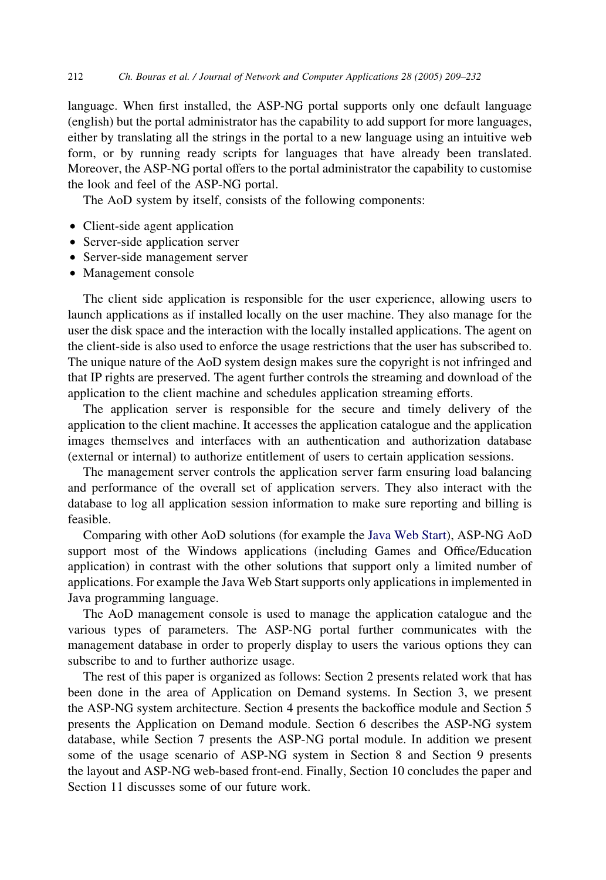language. When first installed, the ASP-NG portal supports only one default language (english) but the portal administrator has the capability to add support for more languages, either by translating all the strings in the portal to a new language using an intuitive web form, or by running ready scripts for languages that have already been translated. Moreover, the ASP-NG portal offers to the portal administrator the capability to customise the look and feel of the ASP-NG portal.

The AoD system by itself, consists of the following components:

- Client-side agent application
- Server-side application server
- Server-side management server
- Management console

The client side application is responsible for the user experience, allowing users to launch applications as if installed locally on the user machine. They also manage for the user the disk space and the interaction with the locally installed applications. The agent on the client-side is also used to enforce the usage restrictions that the user has subscribed to. The unique nature of the AoD system design makes sure the copyright is not infringed and that IP rights are preserved. The agent further controls the streaming and download of the application to the client machine and schedules application streaming efforts.

The application server is responsible for the secure and timely delivery of the application to the client machine. It accesses the application catalogue and the application images themselves and interfaces with an authentication and authorization database (external or internal) to authorize entitlement of users to certain application sessions.

The management server controls the application server farm ensuring load balancing and performance of the overall set of application servers. They also interact with the database to log all application session information to make sure reporting and billing is feasible.

Comparing with other AoD solutions (for example the Java Web Start), ASP-NG AoD support most of the Windows applications (including Games and Office/Education application) in contrast with the other solutions that support only a limited number of applications. For example the Java Web Start supports only applications in implemented in Java programming language.

The AoD management console is used to manage the application catalogue and the various types of parameters. The ASP-NG portal further communicates with the management database in order to properly display to users the various options they can subscribe to and to further authorize usage.

The rest of this paper is organized as follows: Section 2 presents related work that has been done in the area of Application on Demand systems. In Section 3, we present the ASP-NG system architecture. Section 4 presents the backoffice module and Section 5 presents the Application on Demand module. Section 6 describes the ASP-NG system database, while Section 7 presents the ASP-NG portal module. In addition we present some of the usage scenario of ASP-NG system in Section 8 and Section 9 presents the layout and ASP-NG web-based front-end. Finally, Section 10 concludes the paper and Section 11 discusses some of our future work.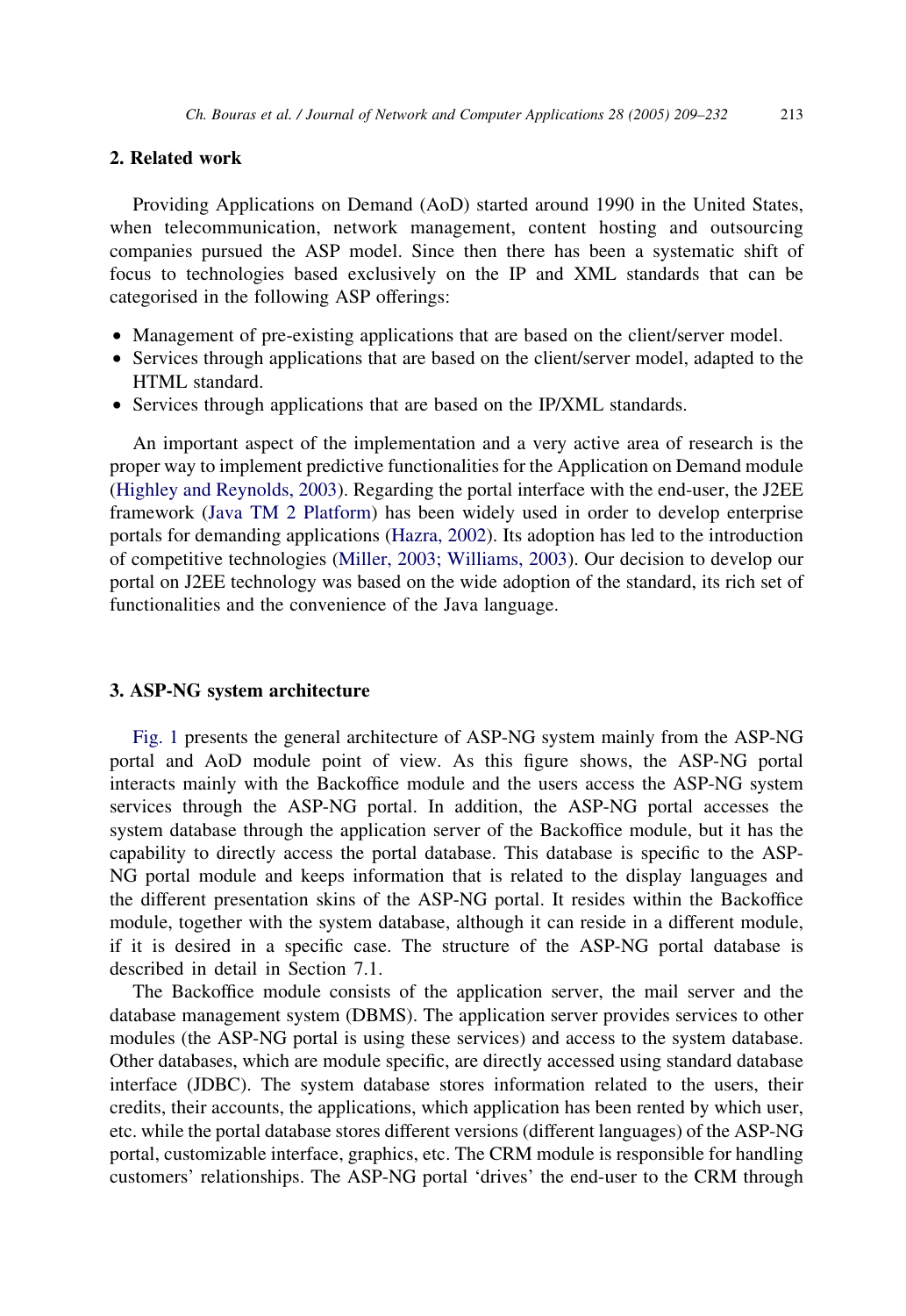## 2. Related work

Providing Applications on Demand (AoD) started around 1990 in the United States, when telecommunication, network management, content hosting and outsourcing companies pursued the ASP model. Since then there has been a systematic shift of focus to technologies based exclusively on the IP and XML standards that can be categorised in the following ASP offerings:

- Management of pre-existing applications that are based on the client/server model.
- Services through applications that are based on the client/server model, adapted to the HTML standard.
- Services through applications that are based on the IP/XML standards.

An important aspect of the implementation and a very active area of research is the proper way to implement predictive functionalities for the Application on Demand module (Highley and Reynolds, 2003). Regarding the portal interface with the end-user, the J2EE framework (Java TM 2 Platform) has been widely used in order to develop enterprise portals for demanding applications (Hazra, 2002). Its adoption has led to the introduction of competitive technologies (Miller, 2003; Williams, 2003). Our decision to develop our portal on J2EE technology was based on the wide adoption of the standard, its rich set of functionalities and the convenience of the Java language.

## 3. ASP-NG system architecture

Fig. 1 presents the general architecture of ASP-NG system mainly from the ASP-NG portal and AoD module point of view. As this figure shows, the ASP-NG portal interacts mainly with the Backoffice module and the users access the ASP-NG system services through the ASP-NG portal. In addition, the ASP-NG portal accesses the system database through the application server of the Backoffice module, but it has the capability to directly access the portal database. This database is specific to the ASP-NG portal module and keeps information that is related to the display languages and the different presentation skins of the ASP-NG portal. It resides within the Backoffice module, together with the system database, although it can reside in a different module, if it is desired in a specific case. The structure of the ASP-NG portal database is described in detail in Section 7.1.

The Backoffice module consists of the application server, the mail server and the database management system (DBMS). The application server provides services to other modules (the ASP-NG portal is using these services) and access to the system database. Other databases, which are module specific, are directly accessed using standard database interface (JDBC). The system database stores information related to the users, their credits, their accounts, the applications, which application has been rented by which user, etc. while the portal database stores different versions (different languages) of the ASP-NG portal, customizable interface, graphics, etc. The CRM module is responsible for handling customers' relationships. The ASP-NG portal 'drives' the end-user to the CRM through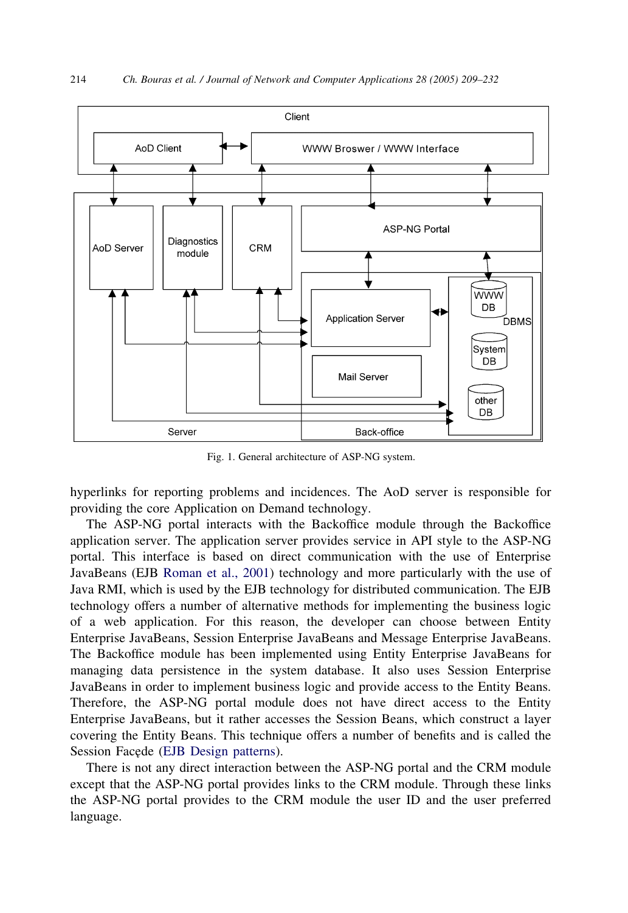Client

AoD Client

WWW Broswer / WWW Interface

AoD Server

Diagnostics module

CRM

ASP-NG Portal

Application Server

Mail Server

WWW DB

DBMS

System DB

other DB

Server

Back-office

Fig. 1. General architecture of ASP-NG system.

hyperlinks for reporting problems and incidences. The AoD server is responsible for providing the core Application on Demand technology.

The ASP-NG portal interacts with the Backoffice module through the Backoffice application server. The application server provides service in API style to the ASP-NG portal. This interface is based on direct communication with the use of Enterprise JavaBeans (EJB Roman et al., 2001) technology and more particularly with the use of Java RMI, which is used by the EJB technology for distributed communication. The EJB technology offers a number of alternative methods for implementing the business logic of a web application. For this reason, the developer can choose between Entity Enterprise JavaBeans, Session Enterprise JavaBeans and Message Enterprise JavaBeans. The Backoffice module has been implemented using Entity Enterprise JavaBeans for managing data persistence in the system database. It also uses Session Enterprise JavaBeans in order to implement business logic and provide access to the Entity Beans. Therefore, the ASP-NG portal module does not have direct access to the Entity Enterprise JavaBeans, but it rather accesses the Session Beans, which construct a layer covering the Entity Beans. This technique offers a number of benefits and is called the Session Facęde (EJB Design patterns).

There is not any direct interaction between the ASP-NG portal and the CRM module except that the ASP-NG portal provides links to the CRM module. Through these links the ASP-NG portal provides to the CRM module the user ID and the user preferred language.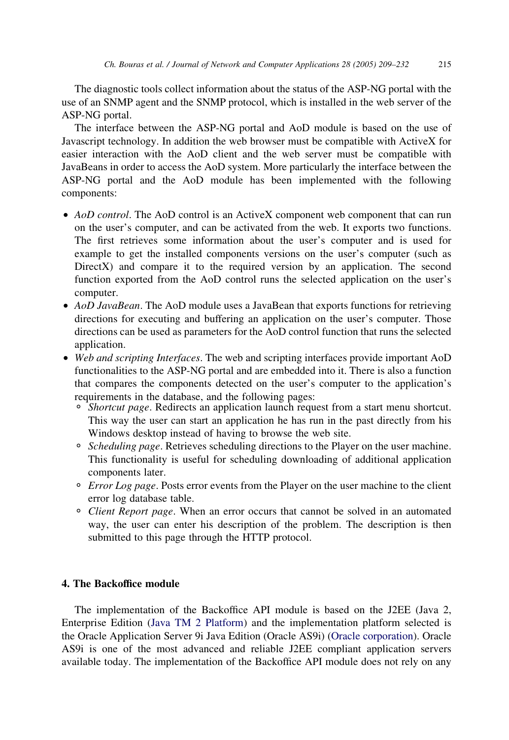The diagnostic tools collect information about the status of the ASP-NG portal with the use of an SNMP agent and the SNMP protocol, which is installed in the web server of the ASP-NG portal.

The interface between the ASP-NG portal and AoD module is based on the use of Javascript technology. In addition the web browser must be compatible with ActiveX for easier interaction with the AoD client and the web server must be compatible with JavaBeans in order to access the AoD system. More particularly the interface between the ASP-NG portal and the AoD module has been implemented with the following components:

- *AoD control*. The AoD control is an ActiveX component web component that can run on the user's computer, and can be activated from the web. It exports two functions. The first retrieves some information about the user's computer and is used for example to get the installed components versions on the user's computer (such as DirectX) and compare it to the required version by an application. The second function exported from the AoD control runs the selected application on the user's computer.
- *AoD JavaBean*. The AoD module uses a JavaBean that exports functions for retrieving directions for executing and buffering an application on the user's computer. Those directions can be used as parameters for the AoD control function that runs the selected application.
- *Web and scripting Interfaces*. The web and scripting interfaces provide important AoD functionalities to the ASP-NG portal and are embedded into it. There is also a function that compares the components detected on the user's computer to the application's requirements in the database, and the following pages:
  - *Shortcut page*. Redirects an application launch request from a start menu shortcut. This way the user can start an application he has run in the past directly from his Windows desktop instead of having to browse the web site.
  - *Scheduling page*. Retrieves scheduling directions to the Player on the user machine. This functionality is useful for scheduling downloading of additional application components later.
  - *Error Log page*. Posts error events from the Player on the user machine to the client error log database table.
  - *Client Report page*. When an error occurs that cannot be solved in an automated way, the user can enter his description of the problem. The description is then submitted to this page through the HTTP protocol.

## 4. The Backoffice module

The implementation of the Backoffice API module is based on the J2EE (Java 2, Enterprise Edition (Java TM 2 Platform) and the implementation platform selected is the Oracle Application Server 9i Java Edition (Oracle AS9i) (Oracle corporation). Oracle AS9i is one of the most advanced and reliable J2EE compliant application servers available today. The implementation of the Backoffice API module does not rely on any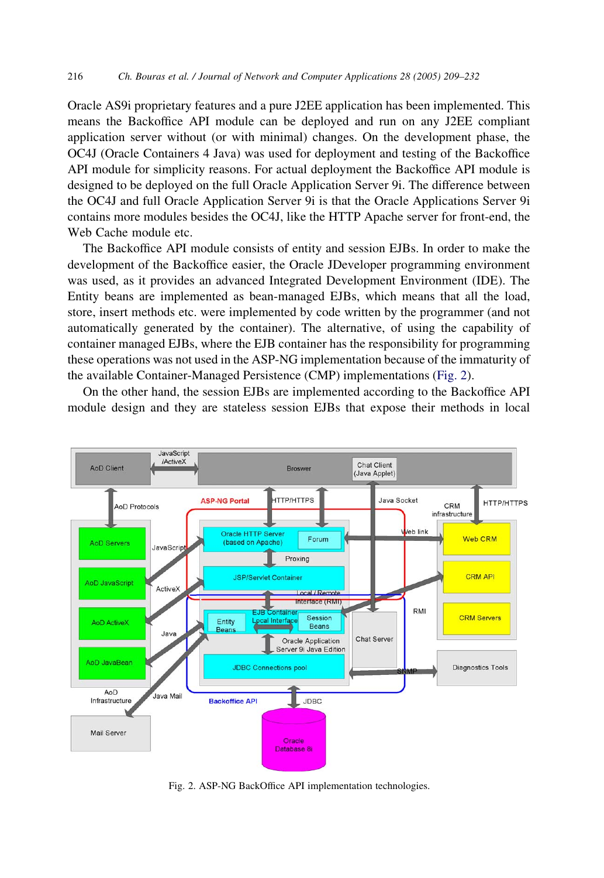Oracle AS9i proprietary features and a pure J2EE application has been implemented. This means the Backoffice API module can be deployed and run on any J2EE compliant application server without (or with minimal) changes. On the development phase, the OC4J (Oracle Containers 4 Java) was used for deployment and testing of the Backoffice API module for simplicity reasons. For actual deployment the Backoffice API module is designed to be deployed on the full Oracle Application Server 9i. The difference between the OC4J and full Oracle Application Server 9i is that the Oracle Applications Server 9i contains more modules besides the OC4J, like the HTTP Apache server for front-end, the Web Cache module etc.

The Backoffice API module consists of entity and session EJBs. In order to make the development of the Backoffice easier, the Oracle JDeveloper programming environment was used, as it provides an advanced Integrated Development Environment (IDE). The Entity beans are implemented as bean-managed EJBs, which means that all the load, store, insert methods etc. were implemented by code written by the programmer (and not automatically generated by the container). The alternative, of using the capability of container managed EJBs, where the EJB container has the responsibility for programming these operations was not used in the ASP-NG implementation because of the immaturity of the available Container-Managed Persistence (CMP) implementations (Fig. 2).

On the other hand, the session EJBs are implemented according to the Backoffice API module design and they are stateless session EJBs that expose their methods in local

AoD Client
JavaScript /ActiveX
Broswer
Chat Client (Java Applet)
AoD Protocols
ASP-NG Portal
HTTP/HTTPS
Java Socket
CRM infrastructure
HTTP/HTTPS
AoD Servers
JavaScript
Oracle HTTP Server (based on Apache)
Forum
Web link
Web CRM
Proxing
AoD JavaScript
ActiveX
JSP/Servlet Container
CRM API
Local / Remote Interface (RMI)
RMI
AoD ActiveX
Java
EJB Container
Entity Beans
Local Interface
Session Beans
Chat Server
CRM Servers
Oracle Application Server 9i Java Edition
AoD JavaBean
JDBC Connections pool
SNMP
Diagnostics Tools
AoD Infrastructure
Java Mail
Backoffice API
JDBC
Mail Server
Oracle Database 8i

Fig. 2. ASP-NG BackOffice API implementation technologies.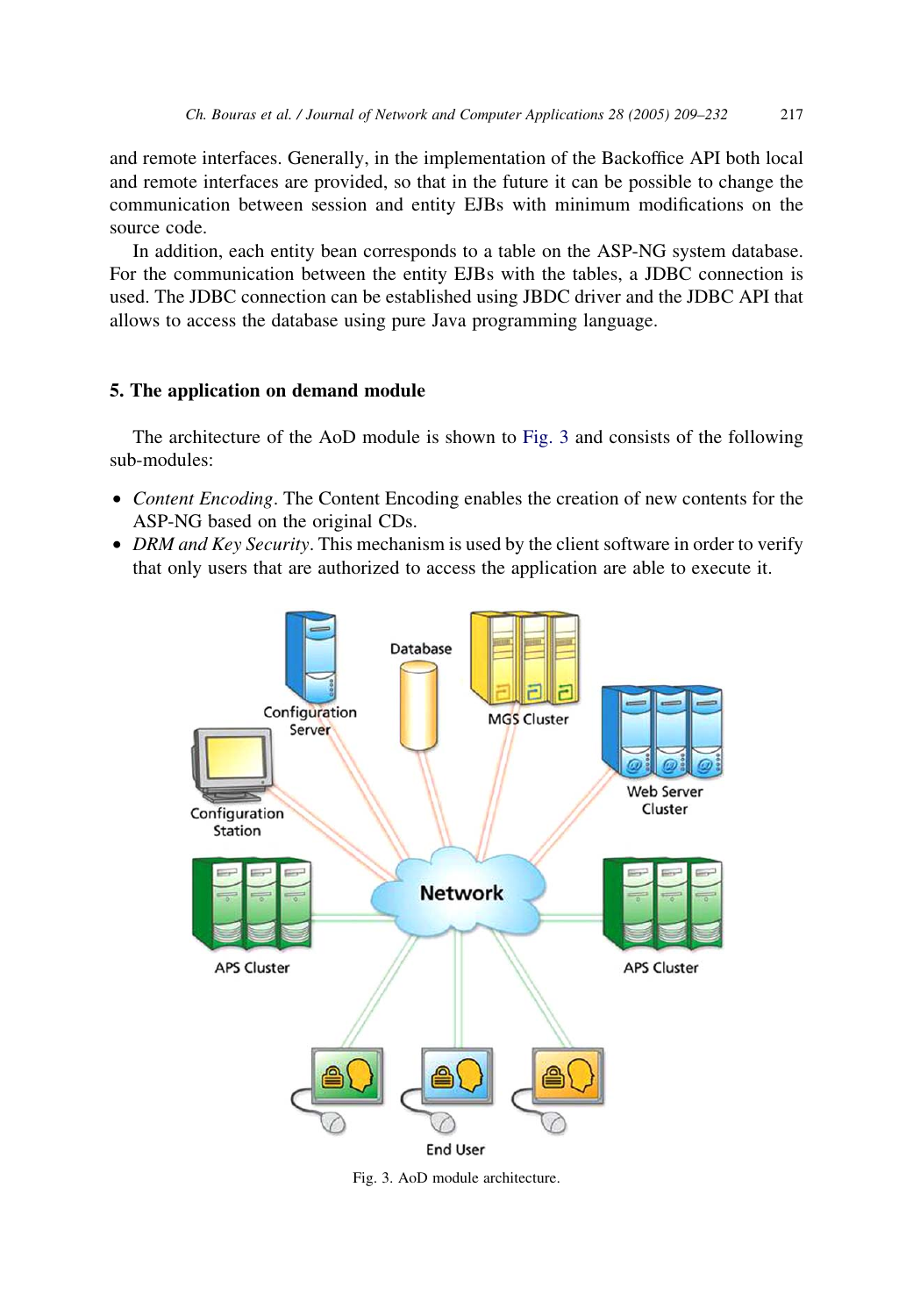and remote interfaces. Generally, in the implementation of the Backoffice API both local and remote interfaces are provided, so that in the future it can be possible to change the communication between session and entity EJBs with minimum modifications on the source code.

In addition, each entity bean corresponds to a table on the ASP-NG system database. For the communication between the entity EJBs with the tables, a JDBC connection is used. The JDBC connection can be established using JBDC driver and the JDBC API that allows to access the database using pure Java programming language.

## 5. The application on demand module

The architecture of the AoD module is shown to Fig. 3 and consists of the following sub-modules:

- *Content Encoding*. The Content Encoding enables the creation of new contents for the ASP-NG based on the original CDs.
- *DRM and Key Security*. This mechanism is used by the client software in order to verify that only users that are authorized to access the application are able to execute it.

Configuration Server
Database
MGS Cluster
Web Server Cluster
Configuration Station
Network
APS Cluster
APS Cluster
End User

Fig. 3. AoD module architecture.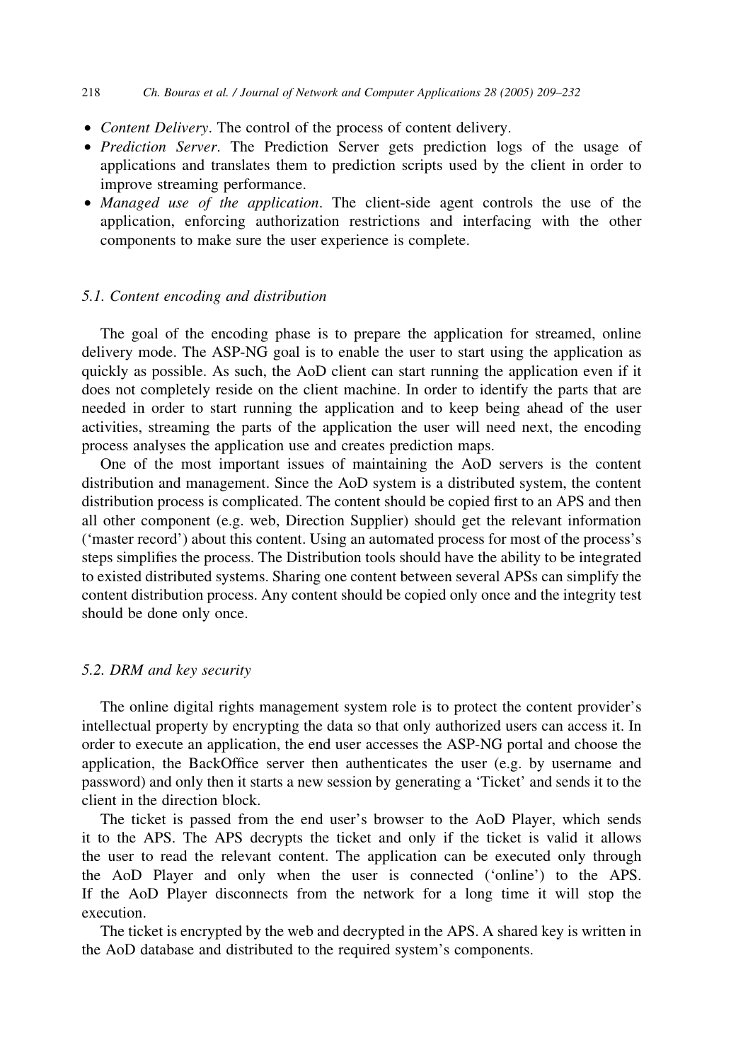- *Content Delivery*. The control of the process of content delivery.
- *Prediction Server*. The Prediction Server gets prediction logs of the usage of applications and translates them to prediction scripts used by the client in order to improve streaming performance.
- *Managed use of the application*. The client-side agent controls the use of the application, enforcing authorization restrictions and interfacing with the other components to make sure the user experience is complete.

### 5.1. Content encoding and distribution

The goal of the encoding phase is to prepare the application for streamed, online delivery mode. The ASP-NG goal is to enable the user to start using the application as quickly as possible. As such, the AoD client can start running the application even if it does not completely reside on the client machine. In order to identify the parts that are needed in order to start running the application and to keep being ahead of the user activities, streaming the parts of the application the user will need next, the encoding process analyses the application use and creates prediction maps.

One of the most important issues of maintaining the AoD servers is the content distribution and management. Since the AoD system is a distributed system, the content distribution process is complicated. The content should be copied first to an APS and then all other component (e.g. web, Direction Supplier) should get the relevant information ('master record') about this content. Using an automated process for most of the process's steps simplifies the process. The Distribution tools should have the ability to be integrated to existed distributed systems. Sharing one content between several APSs can simplify the content distribution process. Any content should be copied only once and the integrity test should be done only once.

### 5.2. DRM and key security

The online digital rights management system role is to protect the content provider's intellectual property by encrypting the data so that only authorized users can access it. In order to execute an application, the end user accesses the ASP-NG portal and choose the application, the BackOffice server then authenticates the user (e.g. by username and password) and only then it starts a new session by generating a 'Ticket' and sends it to the client in the direction block.

The ticket is passed from the end user's browser to the AoD Player, which sends it to the APS. The APS decrypts the ticket and only if the ticket is valid it allows the user to read the relevant content. The application can be executed only through the AoD Player and only when the user is connected ('online') to the APS. If the AoD Player disconnects from the network for a long time it will stop the execution.

The ticket is encrypted by the web and decrypted in the APS. A shared key is written in the AoD database and distributed to the required system's components.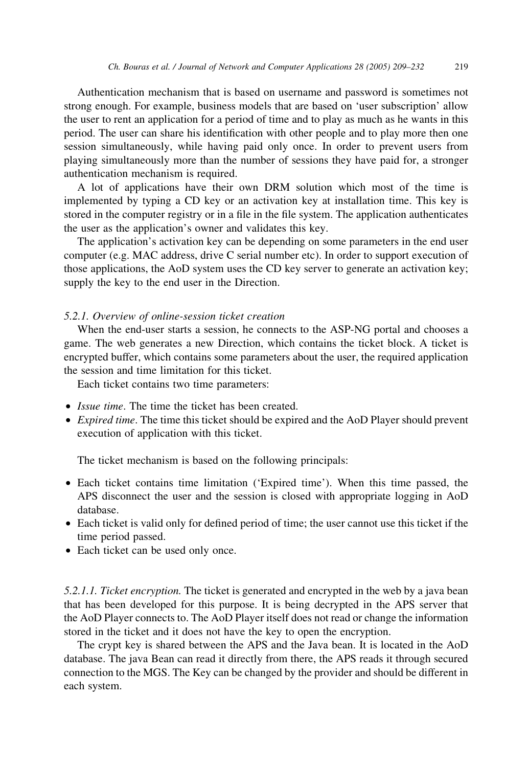Authentication mechanism that is based on username and password is sometimes not strong enough. For example, business models that are based on 'user subscription' allow the user to rent an application for a period of time and to play as much as he wants in this period. The user can share his identification with other people and to play more then one session simultaneously, while having paid only once. In order to prevent users from playing simultaneously more than the number of sessions they have paid for, a stronger authentication mechanism is required.

A lot of applications have their own DRM solution which most of the time is implemented by typing a CD key or an activation key at installation time. This key is stored in the computer registry or in a file in the file system. The application authenticates the user as the application's owner and validates this key.

The application's activation key can be depending on some parameters in the end user computer (e.g. MAC address, drive C serial number etc). In order to support execution of those applications, the AoD system uses the CD key server to generate an activation key; supply the key to the end user in the Direction.

#### 5.2.1. Overview of online-session ticket creation

When the end-user starts a session, he connects to the ASP-NG portal and chooses a game. The web generates a new Direction, which contains the ticket block. A ticket is encrypted buffer, which contains some parameters about the user, the required application the session and time limitation for this ticket.

Each ticket contains two time parameters:

- *Issue time*. The time the ticket has been created.
- *Expired time*. The time this ticket should be expired and the AoD Player should prevent execution of application with this ticket.

The ticket mechanism is based on the following principals:

- Each ticket contains time limitation ('Expired time'). When this time passed, the APS disconnect the user and the session is closed with appropriate logging in AoD database.
- Each ticket is valid only for defined period of time; the user cannot use this ticket if the time period passed.
- Each ticket can be used only once.

##### 5.2.1.1. Ticket encryption.

The ticket is generated and encrypted in the web by a java bean that has been developed for this purpose. It is being decrypted in the APS server that the AoD Player connects to. The AoD Player itself does not read or change the information stored in the ticket and it does not have the key to open the encryption.

The crypt key is shared between the APS and the Java bean. It is located in the AoD database. The java Bean can read it directly from there, the APS reads it through secured connection to the MGS. The Key can be changed by the provider and should be different in each system.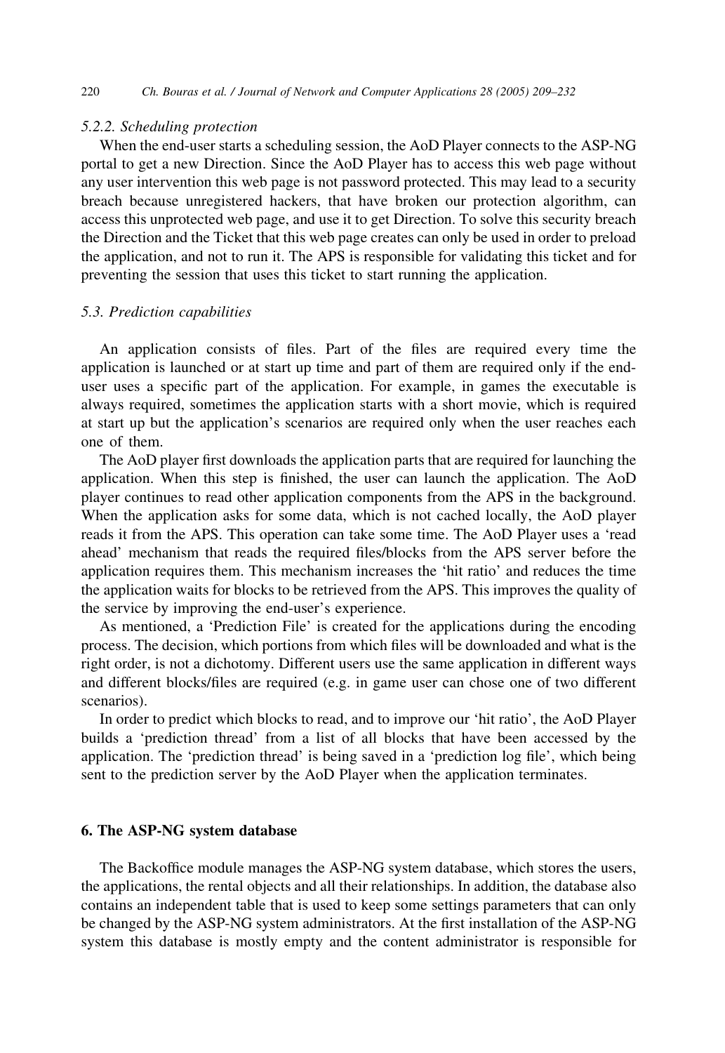#### *5.2.2. Scheduling protection*

When the end-user starts a scheduling session, the AoD Player connects to the ASP-NG portal to get a new Direction. Since the AoD Player has to access this web page without any user intervention this web page is not password protected. This may lead to a security breach because unregistered hackers, that have broken our protection algorithm, can access this unprotected web page, and use it to get Direction. To solve this security breach the Direction and the Ticket that this web page creates can only be used in order to preload the application, and not to run it. The APS is responsible for validating this ticket and for preventing the session that uses this ticket to start running the application.

### *5.3. Prediction capabilities*

An application consists of files. Part of the files are required every time the application is launched or at start up time and part of them are required only if the end-user uses a specific part of the application. For example, in games the executable is always required, sometimes the application starts with a short movie, which is required at start up but the application's scenarios are required only when the user reaches each one of them.

The AoD player first downloads the application parts that are required for launching the application. When this step is finished, the user can launch the application. The AoD player continues to read other application components from the APS in the background. When the application asks for some data, which is not cached locally, the AoD player reads it from the APS. This operation can take some time. The AoD Player uses a 'read ahead' mechanism that reads the required files/blocks from the APS server before the application requires them. This mechanism increases the 'hit ratio' and reduces the time the application waits for blocks to be retrieved from the APS. This improves the quality of the service by improving the end-user's experience.

As mentioned, a 'Prediction File' is created for the applications during the encoding process. The decision, which portions from which files will be downloaded and what is the right order, is not a dichotomy. Different users use the same application in different ways and different blocks/files are required (e.g. in game user can chose one of two different scenarios).

In order to predict which blocks to read, and to improve our 'hit ratio', the AoD Player builds a 'prediction thread' from a list of all blocks that have been accessed by the application. The 'prediction thread' is being saved in a 'prediction log file', which being sent to the prediction server by the AoD Player when the application terminates.

## 6. The ASP-NG system database

The Backoffice module manages the ASP-NG system database, which stores the users, the applications, the rental objects and all their relationships. In addition, the database also contains an independent table that is used to keep some settings parameters that can only be changed by the ASP-NG system administrators. At the first installation of the ASP-NG system this database is mostly empty and the content administrator is responsible for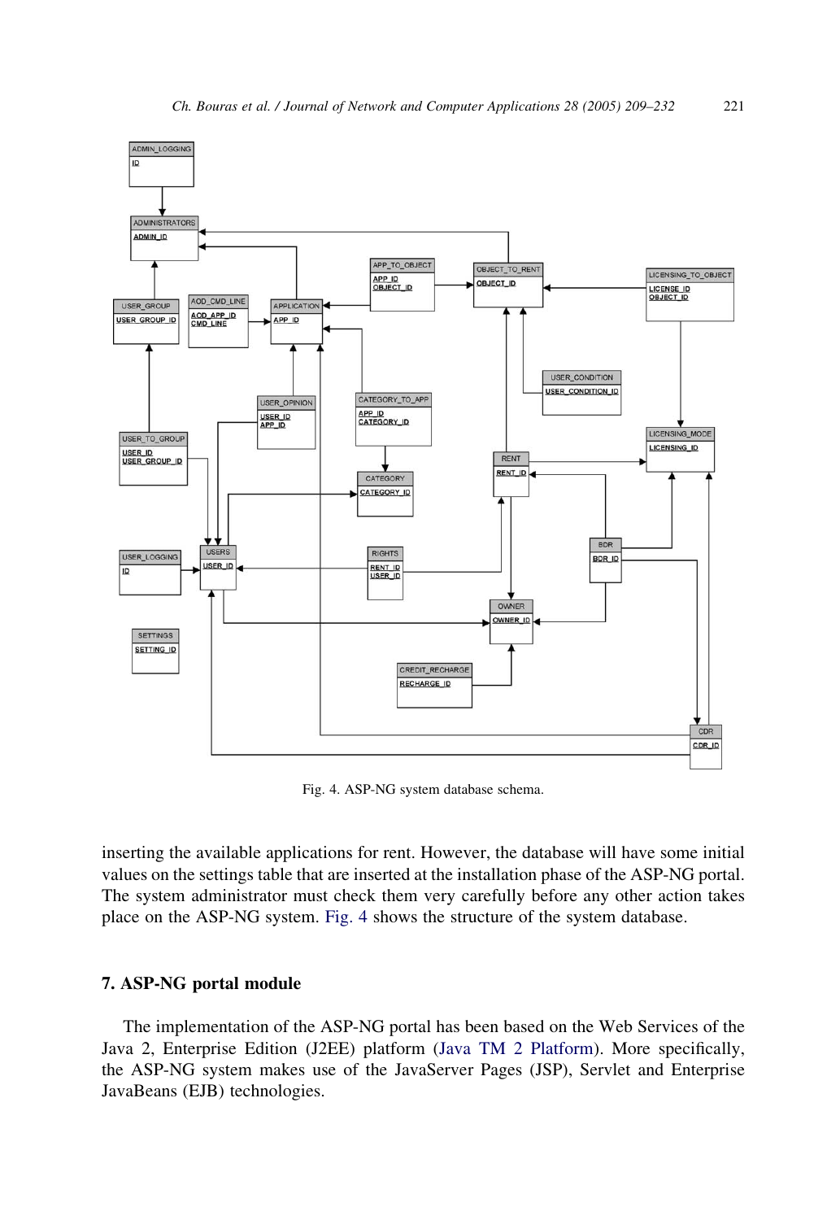ADMIN_LOGGING
ID

ADMINISTRATORS
ADMIN_ID

APP_TO_OBJECT
APP_ID
OBJECT_ID

OBJECT_TO_RENT
OBJECT_ID

LICENSING_TO_OBJECT
LICENSE_ID
OBJECT_ID

USER_GROUP
USER_GROUP_ID

AOD_CMD_LINE
AOD_APP_ID
CMD_LINE

APPLICATION
APP_ID

USER_CONDITION
USER_CONDITION_ID

USER_OPINION
USER_ID
APP_ID

CATEGORY_TO_APP
APP_ID
CATEGORY_ID

LICENSING_MODE
LICENSING_ID

USER_TO_GROUP
USER_ID
USER_GROUP_ID

RENT
RENT_ID

CATEGORY
CATEGORY_ID

USER_LOGGING
ID

USERS
USER_ID

RIGHTS
RENT_ID
USER_ID

BDR
BDR_ID

OWNER
OWNER_ID

SETTINGS
SETTING_ID

CREDIT_RECHARGE
RECHARGE_ID

CDR
CDR_ID

Fig. 4. ASP-NG system database schema.

inserting the available applications for rent. However, the database will have some initial values on the settings table that are inserted at the installation phase of the ASP-NG portal. The system administrator must check them very carefully before any other action takes place on the ASP-NG system. Fig. 4 shows the structure of the system database.

## 7. ASP-NG portal module

The implementation of the ASP-NG portal has been based on the Web Services of the Java 2, Enterprise Edition (J2EE) platform (Java TM 2 Platform). More specifically, the ASP-NG system makes use of the JavaServer Pages (JSP), Servlet and Enterprise JavaBeans (EJB) technologies.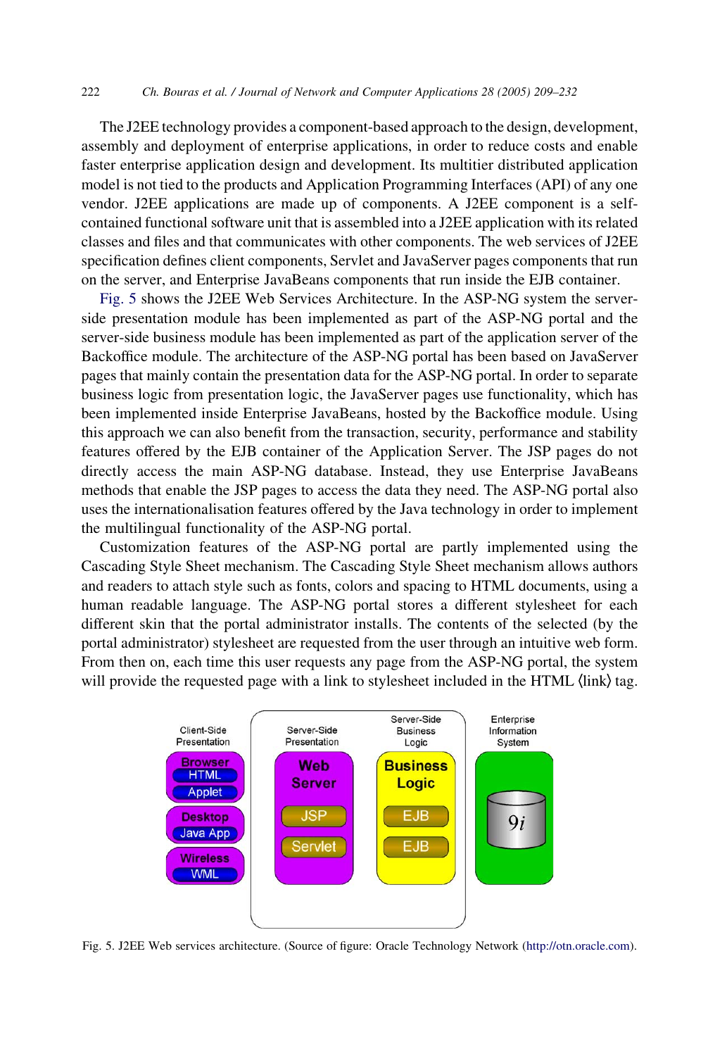The J2EE technology provides a component-based approach to the design, development, assembly and deployment of enterprise applications, in order to reduce costs and enable faster enterprise application design and development. Its multitier distributed application model is not tied to the products and Application Programming Interfaces (API) of any one vendor. J2EE applications are made up of components. A J2EE component is a self-contained functional software unit that is assembled into a J2EE application with its related classes and files and that communicates with other components. The web services of J2EE specification defines client components, Servlet and JavaServer pages components that run on the server, and Enterprise JavaBeans components that run inside the EJB container.

Fig. 5 shows the J2EE Web Services Architecture. In the ASP-NG system the server-side presentation module has been implemented as part of the ASP-NG portal and the server-side business module has been implemented as part of the application server of the Backoffice module. The architecture of the ASP-NG portal has been based on JavaServer pages that mainly contain the presentation data for the ASP-NG portal. In order to separate business logic from presentation logic, the JavaServer pages use functionality, which has been implemented inside Enterprise JavaBeans, hosted by the Backoffice module. Using this approach we can also benefit from the transaction, security, performance and stability features offered by the EJB container of the Application Server. The JSP pages do not directly access the main ASP-NG database. Instead, they use Enterprise JavaBeans methods that enable the JSP pages to access the data they need. The ASP-NG portal also uses the internationalisation features offered by the Java technology in order to implement the multilingual functionality of the ASP-NG portal.

Customization features of the ASP-NG portal are partly implemented using the Cascading Style Sheet mechanism. The Cascading Style Sheet mechanism allows authors and readers to attach style such as fonts, colors and spacing to HTML documents, using a human readable language. The ASP-NG portal stores a different stylesheet for each different skin that the portal administrator installs. The contents of the selected (by the portal administrator) stylesheet are requested from the user through an intuitive web form. From then on, each time this user requests any page from the ASP-NG portal, the system will provide the requested page with a link to stylesheet included in the HTML ⟨link⟩ tag.

Client-Side Presentation
Browser
HTML
Applet
Desktop
Java App
Wireless
WML

Server-Side Presentation
Web Server
JSP
Servlet

Server-Side Business Logic
Business Logic
EJB
EJB

Enterprise Information System
9i

Fig. 5. J2EE Web services architecture. (Source of figure: Oracle Technology Network (http://otn.oracle.com).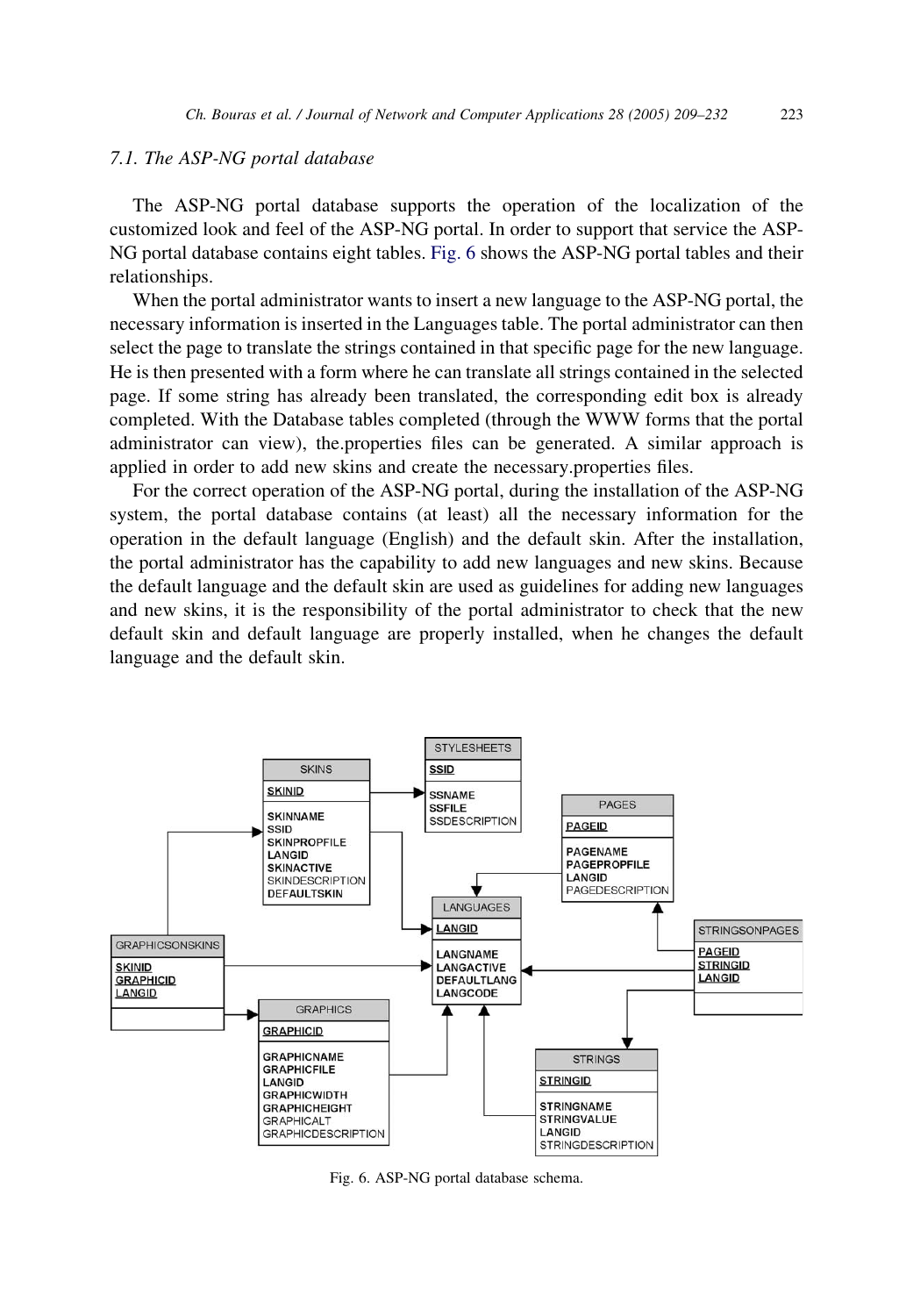### 7.1. The ASP-NG portal database

The ASP-NG portal database supports the operation of the localization of the customized look and feel of the ASP-NG portal. In order to support that service the ASP-NG portal database contains eight tables. Fig. 6 shows the ASP-NG portal tables and their relationships.

When the portal administrator wants to insert a new language to the ASP-NG portal, the necessary information is inserted in the Languages table. The portal administrator can then select the page to translate the strings contained in that specific page for the new language. He is then presented with a form where he can translate all strings contained in the selected page. If some string has already been translated, the corresponding edit box is already completed. With the Database tables completed (through the WWW forms that the portal administrator can view), the.properties files can be generated. A similar approach is applied in order to add new skins and create the necessary.properties files.

For the correct operation of the ASP-NG portal, during the installation of the ASP-NG system, the portal database contains (at least) all the necessary information for the operation in the default language (English) and the default skin. After the installation, the portal administrator has the capability to add new languages and new skins. Because the default language and the default skin are used as guidelines for adding new languages and new skins, it is the responsibility of the portal administrator to check that the new default skin and default language are properly installed, when he changes the default language and the default skin.

SKINS
SKINID
SKINNAME
SSID
SKINPROPFILE
LANGID
SKINACTIVE
SKINDESCRIPTION
DEFAULTSKIN

STYLESHEETS
SSID
SSNAME
SSFILE
SSDESCRIPTION

PAGES
PAGEID
PAGENAME
PAGEPROPFILE
LANGID
PAGEDESCRIPTION

LANGUAGES
LANGID
LANGNAME
LANGACTIVE
DEFAULTLANG
LANGCODE

GRAPHICSONSKINS
SKINID
GRAPHICID
LANGID

STRINGSONPAGES
PAGEID
STRINGID
LANGID

GRAPHICS
GRAPHICID
GRAPHICNAME
GRAPHICFILE
LANGID
GRAPHICWIDTH
GRAPHICHEIGHT
GRAPHICALT
GRAPHICDESCRIPTION

STRINGS
STRINGID
STRINGNAME
STRINGVALUE
LANGID
STRINGDESCRIPTION

Fig. 6. ASP-NG portal database schema.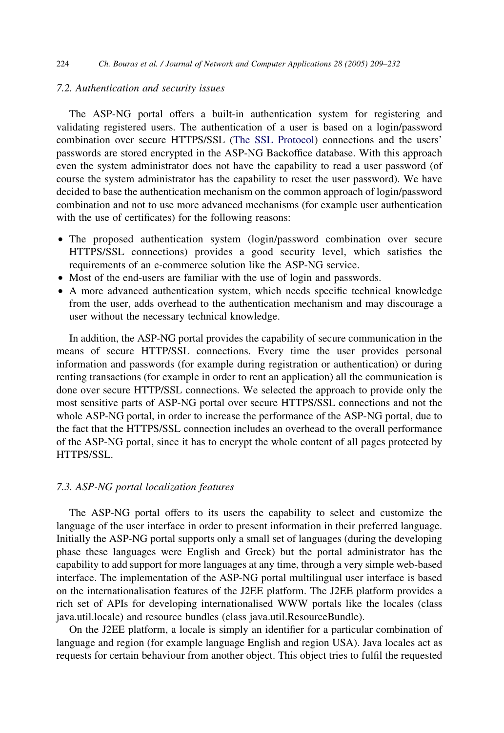### 7.2. Authentication and security issues

The ASP-NG portal offers a built-in authentication system for registering and validating registered users. The authentication of a user is based on a login/password combination over secure HTTPS/SSL (The SSL Protocol) connections and the users' passwords are stored encrypted in the ASP-NG Backoffice database. With this approach even the system administrator does not have the capability to read a user password (of course the system administrator has the capability to reset the user password). We have decided to base the authentication mechanism on the common approach of login/password combination and not to use more advanced mechanisms (for example user authentication with the use of certificates) for the following reasons:

- The proposed authentication system (login/password combination over secure HTTPS/SSL connections) provides a good security level, which satisfies the requirements of an e-commerce solution like the ASP-NG service.
- Most of the end-users are familiar with the use of login and passwords.
- A more advanced authentication system, which needs specific technical knowledge from the user, adds overhead to the authentication mechanism and may discourage a user without the necessary technical knowledge.

In addition, the ASP-NG portal provides the capability of secure communication in the means of secure HTTP/SSL connections. Every time the user provides personal information and passwords (for example during registration or authentication) or during renting transactions (for example in order to rent an application) all the communication is done over secure HTTP/SSL connections. We selected the approach to provide only the most sensitive parts of ASP-NG portal over secure HTTPS/SSL connections and not the whole ASP-NG portal, in order to increase the performance of the ASP-NG portal, due to the fact that the HTTPS/SSL connection includes an overhead to the overall performance of the ASP-NG portal, since it has to encrypt the whole content of all pages protected by HTTPS/SSL.

### 7.3. ASP-NG portal localization features

The ASP-NG portal offers to its users the capability to select and customize the language of the user interface in order to present information in their preferred language. Initially the ASP-NG portal supports only a small set of languages (during the developing phase these languages were English and Greek) but the portal administrator has the capability to add support for more languages at any time, through a very simple web-based interface. The implementation of the ASP-NG portal multilingual user interface is based on the internationalisation features of the J2EE platform. The J2EE platform provides a rich set of APIs for developing internationalised WWW portals like the locales (class java.util.locale) and resource bundles (class java.util.ResourceBundle).

On the J2EE platform, a locale is simply an identifier for a particular combination of language and region (for example language English and region USA). Java locales act as requests for certain behaviour from another object. This object tries to fulfil the requested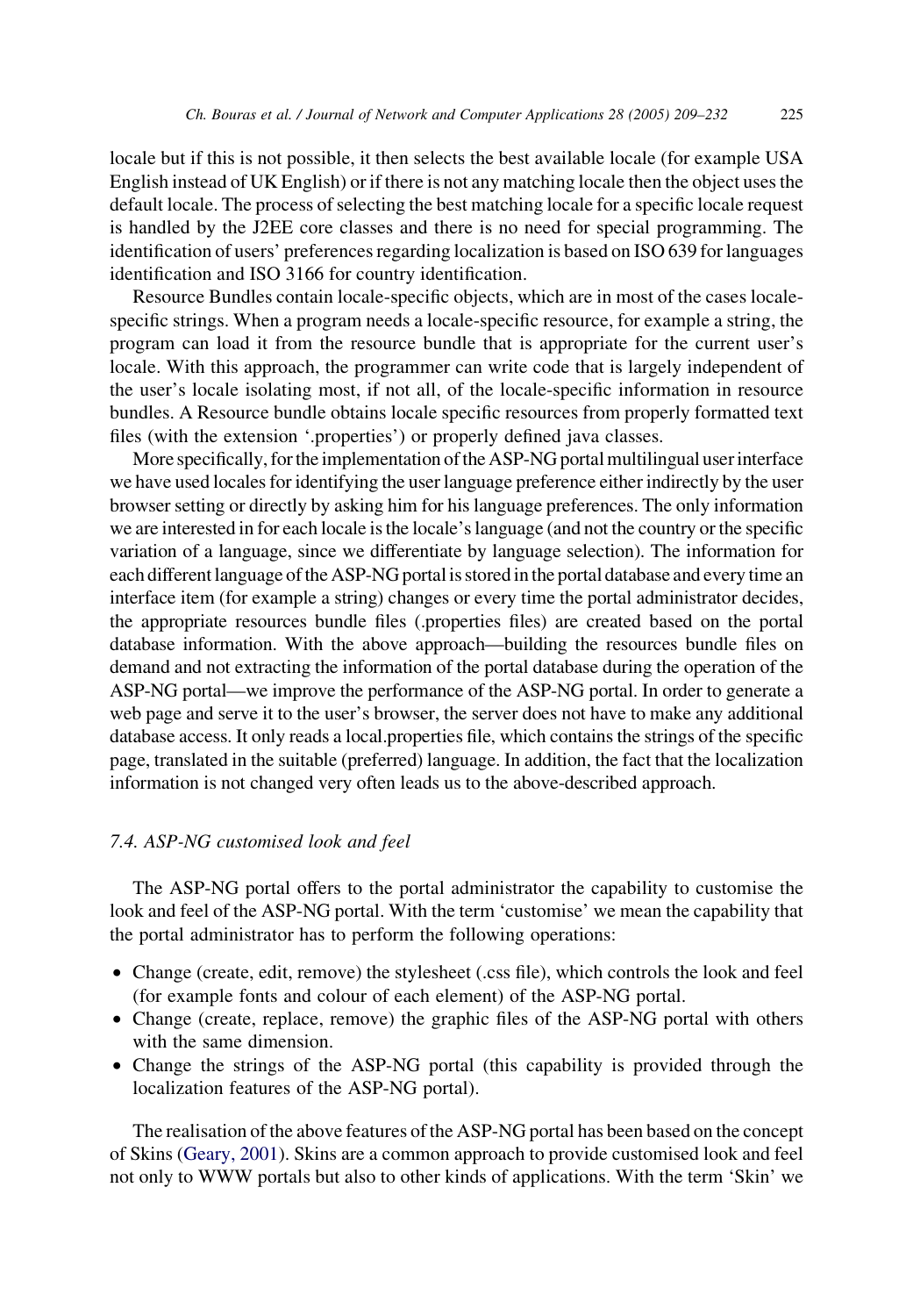locale but if this is not possible, it then selects the best available locale (for example USA English instead of UK English) or if there is not any matching locale then the object uses the default locale. The process of selecting the best matching locale for a specific locale request is handled by the J2EE core classes and there is no need for special programming. The identification of users' preferences regarding localization is based on ISO 639 for languages identification and ISO 3166 for country identification.

Resource Bundles contain locale-specific objects, which are in most of the cases locale-specific strings. When a program needs a locale-specific resource, for example a string, the program can load it from the resource bundle that is appropriate for the current user's locale. With this approach, the programmer can write code that is largely independent of the user's locale isolating most, if not all, of the locale-specific information in resource bundles. A Resource bundle obtains locale specific resources from properly formatted text files (with the extension '.properties') or properly defined java classes.

More specifically, for the implementation of the ASP-NG portal multilingual user interface we have used locales for identifying the user language preference either indirectly by the user browser setting or directly by asking him for his language preferences. The only information we are interested in for each locale is the locale's language (and not the country or the specific variation of a language, since we differentiate by language selection). The information for each different language of the ASP-NG portal is stored in the portal database and every time an interface item (for example a string) changes or every time the portal administrator decides, the appropriate resources bundle files (.properties files) are created based on the portal database information. With the above approach—building the resources bundle files on demand and not extracting the information of the portal database during the operation of the ASP-NG portal—we improve the performance of the ASP-NG portal. In order to generate a web page and serve it to the user's browser, the server does not have to make any additional database access. It only reads a local.properties file, which contains the strings of the specific page, translated in the suitable (preferred) language. In addition, the fact that the localization information is not changed very often leads us to the above-described approach.

### *7.4. ASP-NG customised look and feel*

The ASP-NG portal offers to the portal administrator the capability to customise the look and feel of the ASP-NG portal. With the term 'customise' we mean the capability that the portal administrator has to perform the following operations:

- Change (create, edit, remove) the stylesheet (.css file), which controls the look and feel (for example fonts and colour of each element) of the ASP-NG portal.
- Change (create, replace, remove) the graphic files of the ASP-NG portal with others with the same dimension.
- Change the strings of the ASP-NG portal (this capability is provided through the localization features of the ASP-NG portal).

The realisation of the above features of the ASP-NG portal has been based on the concept of Skins (Geary, 2001). Skins are a common approach to provide customised look and feel not only to WWW portals but also to other kinds of applications. With the term 'Skin' we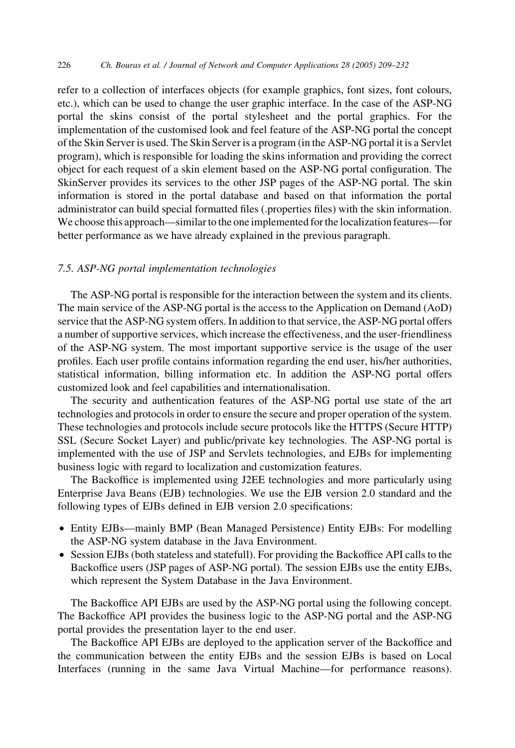refer to a collection of interfaces objects (for example graphics, font sizes, font colours, etc.), which can be used to change the user graphic interface. In the case of the ASP-NG portal the skins consist of the portal stylesheet and the portal graphics. For the implementation of the customised look and feel feature of the ASP-NG portal the concept of the Skin Server is used. The Skin Server is a program (in the ASP-NG portal it is a Servlet program), which is responsible for loading the skins information and providing the correct object for each request of a skin element based on the ASP-NG portal configuration. The SkinServer provides its services to the other JSP pages of the ASP-NG portal. The skin information is stored in the portal database and based on that information the portal administrator can build special formatted files (.properties files) with the skin information. We choose this approach—similar to the one implemented for the localization features—for better performance as we have already explained in the previous paragraph.

### *7.5. ASP-NG portal implementation technologies*

The ASP-NG portal is responsible for the interaction between the system and its clients. The main service of the ASP-NG portal is the access to the Application on Demand (AoD) service that the ASP-NG system offers. In addition to that service, the ASP-NG portal offers a number of supportive services, which increase the effectiveness, and the user-friendliness of the ASP-NG system. The most important supportive service is the usage of the user profiles. Each user profile contains information regarding the end user, his/her authorities, statistical information, billing information etc. In addition the ASP-NG portal offers customized look and feel capabilities and internationalisation.

The security and authentication features of the ASP-NG portal use state of the art technologies and protocols in order to ensure the secure and proper operation of the system. These technologies and protocols include secure protocols like the HTTPS (Secure HTTP) SSL (Secure Socket Layer) and public/private key technologies. The ASP-NG portal is implemented with the use of JSP and Servlets technologies, and EJBs for implementing business logic with regard to localization and customization features.

The Backoffice is implemented using J2EE technologies and more particularly using Enterprise Java Beans (EJB) technologies. We use the EJB version 2.0 standard and the following types of EJBs defined in EJB version 2.0 specifications:

- Entity EJBs—mainly BMP (Bean Managed Persistence) Entity EJBs: For modelling the ASP-NG system database in the Java Environment.
- Session EJBs (both stateless and statefull). For providing the Backoffice API calls to the Backoffice users (JSP pages of ASP-NG portal). The session EJBs use the entity EJBs, which represent the System Database in the Java Environment.

The Backoffice API EJBs are used by the ASP-NG portal using the following concept. The Backoffice API provides the business logic to the ASP-NG portal and the ASP-NG portal provides the presentation layer to the end user.

The Backoffice API EJBs are deployed to the application server of the Backoffice and the communication between the entity EJBs and the session EJBs is based on Local Interfaces (running in the same Java Virtual Machine—for performance reasons).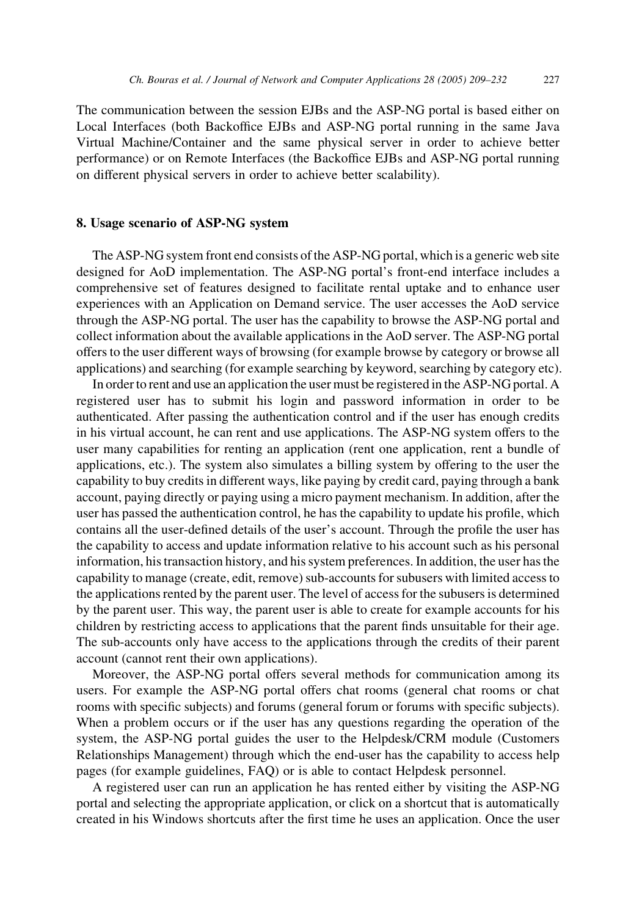The communication between the session EJBs and the ASP-NG portal is based either on Local Interfaces (both Backoffice EJBs and ASP-NG portal running in the same Java Virtual Machine/Container and the same physical server in order to achieve better performance) or on Remote Interfaces (the Backoffice EJBs and ASP-NG portal running on different physical servers in order to achieve better scalability).

## 8. Usage scenario of ASP-NG system

The ASP-NG system front end consists of the ASP-NG portal, which is a generic web site designed for AoD implementation. The ASP-NG portal's front-end interface includes a comprehensive set of features designed to facilitate rental uptake and to enhance user experiences with an Application on Demand service. The user accesses the AoD service through the ASP-NG portal. The user has the capability to browse the ASP-NG portal and collect information about the available applications in the AoD server. The ASP-NG portal offers to the user different ways of browsing (for example browse by category or browse all applications) and searching (for example searching by keyword, searching by category etc).

In order to rent and use an application the user must be registered in the ASP-NG portal. A registered user has to submit his login and password information in order to be authenticated. After passing the authentication control and if the user has enough credits in his virtual account, he can rent and use applications. The ASP-NG system offers to the user many capabilities for renting an application (rent one application, rent a bundle of applications, etc.). The system also simulates a billing system by offering to the user the capability to buy credits in different ways, like paying by credit card, paying through a bank account, paying directly or paying using a micro payment mechanism. In addition, after the user has passed the authentication control, he has the capability to update his profile, which contains all the user-defined details of the user's account. Through the profile the user has the capability to access and update information relative to his account such as his personal information, his transaction history, and his system preferences. In addition, the user has the capability to manage (create, edit, remove) sub-accounts for subusers with limited access to the applications rented by the parent user. The level of access for the subusers is determined by the parent user. This way, the parent user is able to create for example accounts for his children by restricting access to applications that the parent finds unsuitable for their age. The sub-accounts only have access to the applications through the credits of their parent account (cannot rent their own applications).

Moreover, the ASP-NG portal offers several methods for communication among its users. For example the ASP-NG portal offers chat rooms (general chat rooms or chat rooms with specific subjects) and forums (general forum or forums with specific subjects). When a problem occurs or if the user has any questions regarding the operation of the system, the ASP-NG portal guides the user to the Helpdesk/CRM module (Customers Relationships Management) through which the end-user has the capability to access help pages (for example guidelines, FAQ) or is able to contact Helpdesk personnel.

A registered user can run an application he has rented either by visiting the ASP-NG portal and selecting the appropriate application, or click on a shortcut that is automatically created in his Windows shortcuts after the first time he uses an application. Once the user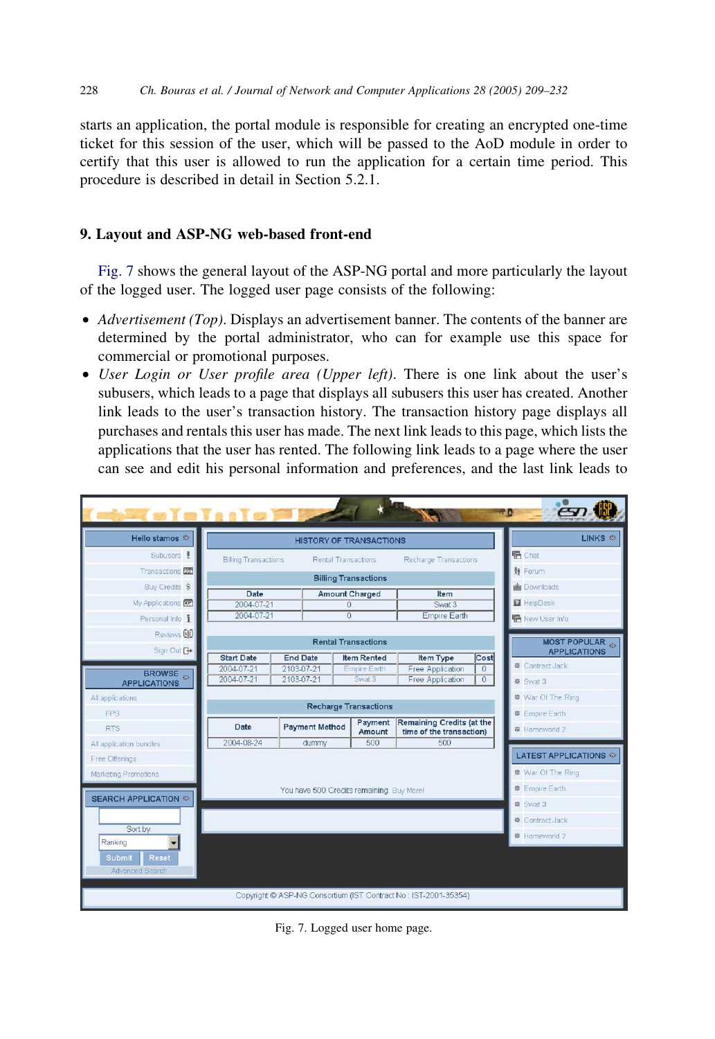starts an application, the portal module is responsible for creating an encrypted one-time ticket for this session of the user, which will be passed to the AoD module in order to certify that this user is allowed to run the application for a certain time period. This procedure is described in detail in Section 5.2.1.

## 9. Layout and ASP-NG web-based front-end

Fig. 7 shows the general layout of the ASP-NG portal and more particularly the layout of the logged user. The logged user page consists of the following:

- *Advertisement (Top)*. Displays an advertisement banner. The contents of the banner are determined by the portal administrator, who can for example use this space for commercial or promotional purposes.
- *User Login or User profile area (Upper left)*. There is one link about the user's subusers, which leads to a page that displays all subusers this user has created. Another link leads to the user's transaction history. The transaction history page displays all purchases and rentals this user has made. The next link leads to this page, which lists the applications that the user has rented. The following link leads to a page where the user can see and edit his personal information and preferences, and the last link leads to

Fig. 7. Logged user home page.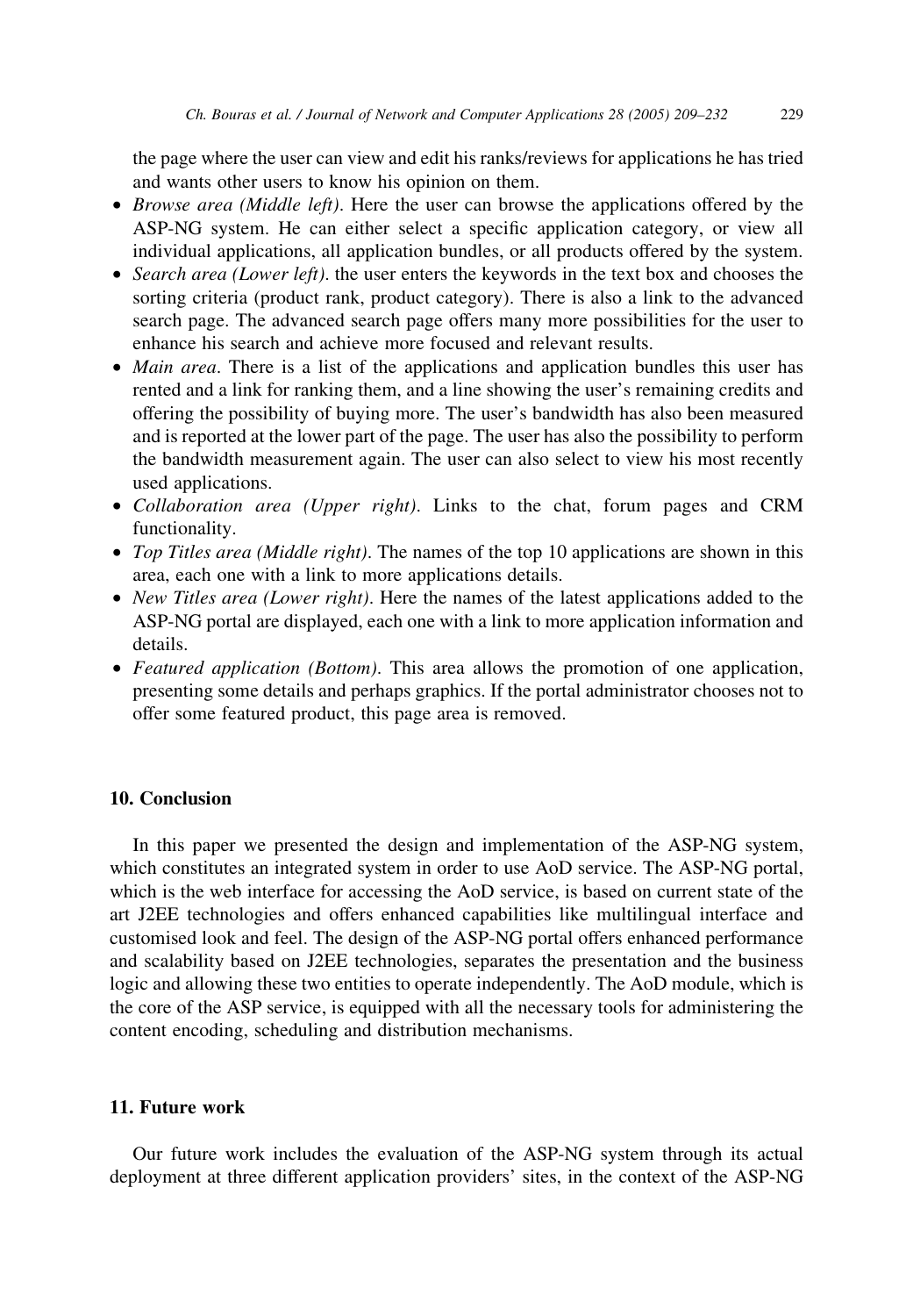the page where the user can view and edit his ranks/reviews for applications he has tried and wants other users to know his opinion on them.

- *Browse area (Middle left)*. Here the user can browse the applications offered by the ASP-NG system. He can either select a specific application category, or view all individual applications, all application bundles, or all products offered by the system.
- *Search area (Lower left)*. the user enters the keywords in the text box and chooses the sorting criteria (product rank, product category). There is also a link to the advanced search page. The advanced search page offers many more possibilities for the user to enhance his search and achieve more focused and relevant results.
- *Main area*. There is a list of the applications and application bundles this user has rented and a link for ranking them, and a line showing the user's remaining credits and offering the possibility of buying more. The user's bandwidth has also been measured and is reported at the lower part of the page. The user has also the possibility to perform the bandwidth measurement again. The user can also select to view his most recently used applications.
- *Collaboration area (Upper right)*. Links to the chat, forum pages and CRM functionality.
- *Top Titles area (Middle right)*. The names of the top 10 applications are shown in this area, each one with a link to more applications details.
- *New Titles area (Lower right)*. Here the names of the latest applications added to the ASP-NG portal are displayed, each one with a link to more application information and details.
- *Featured application (Bottom)*. This area allows the promotion of one application, presenting some details and perhaps graphics. If the portal administrator chooses not to offer some featured product, this page area is removed.

## 10. Conclusion

In this paper we presented the design and implementation of the ASP-NG system, which constitutes an integrated system in order to use AoD service. The ASP-NG portal, which is the web interface for accessing the AoD service, is based on current state of the art J2EE technologies and offers enhanced capabilities like multilingual interface and customised look and feel. The design of the ASP-NG portal offers enhanced performance and scalability based on J2EE technologies, separates the presentation and the business logic and allowing these two entities to operate independently. The AoD module, which is the core of the ASP service, is equipped with all the necessary tools for administering the content encoding, scheduling and distribution mechanisms.

## 11. Future work

Our future work includes the evaluation of the ASP-NG system through its actual deployment at three different application providers' sites, in the context of the ASP-NG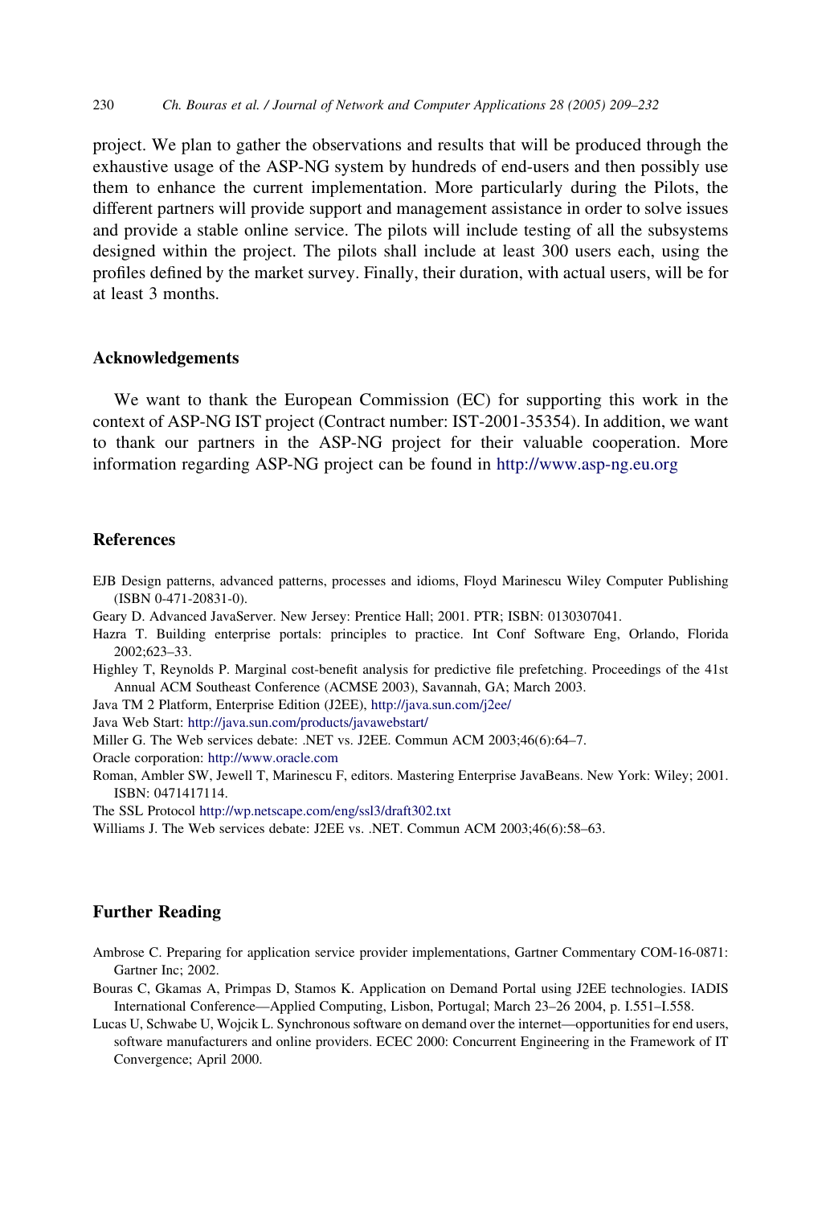project. We plan to gather the observations and results that will be produced through the exhaustive usage of the ASP-NG system by hundreds of end-users and then possibly use them to enhance the current implementation. More particularly during the Pilots, the different partners will provide support and management assistance in order to solve issues and provide a stable online service. The pilots will include testing of all the subsystems designed within the project. The pilots shall include at least 300 users each, using the profiles defined by the market survey. Finally, their duration, with actual users, will be for at least 3 months.

## Acknowledgements

We want to thank the European Commission (EC) for supporting this work in the context of ASP-NG IST project (Contract number: IST-2001-35354). In addition, we want to thank our partners in the ASP-NG project for their valuable cooperation. More information regarding ASP-NG project can be found in http://www.asp-ng.eu.org

## References

EJB Design patterns, advanced patterns, processes and idioms, Floyd Marinescu Wiley Computer Publishing (ISBN 0-471-20831-0).

Geary D. Advanced JavaServer. New Jersey: Prentice Hall; 2001. PTR; ISBN: 0130307041.

Hazra T. Building enterprise portals: principles to practice. Int Conf Software Eng, Orlando, Florida 2002;623–33.

Highley T, Reynolds P. Marginal cost-benefit analysis for predictive file prefetching. Proceedings of the 41st Annual ACM Southeast Conference (ACMSE 2003), Savannah, GA; March 2003.

Java TM 2 Platform, Enterprise Edition (J2EE), http://java.sun.com/j2ee/

Java Web Start: http://java.sun.com/products/javawebstart/

Miller G. The Web services debate: .NET vs. J2EE. Commun ACM 2003;46(6):64–7.

Oracle corporation: http://www.oracle.com

Roman, Ambler SW, Jewell T, Marinescu F, editors. Mastering Enterprise JavaBeans. New York: Wiley; 2001. ISBN: 0471417114.

The SSL Protocol http://wp.netscape.com/eng/ssl3/draft302.txt

Williams J. The Web services debate: J2EE vs. .NET. Commun ACM 2003;46(6):58–63.

## Further Reading

Ambrose C. Preparing for application service provider implementations, Gartner Commentary COM-16-0871: Gartner Inc; 2002.

Bouras C, Gkamas A, Primpas D, Stamos K. Application on Demand Portal using J2EE technologies. IADIS International Conference—Applied Computing, Lisbon, Portugal; March 23–26 2004, p. I.551–I.558.

Lucas U, Schwabe U, Wojcik L. Synchronous software on demand over the internet—opportunities for end users, software manufacturers and online providers. ECEC 2000: Concurrent Engineering in the Framework of IT Convergence; April 2000.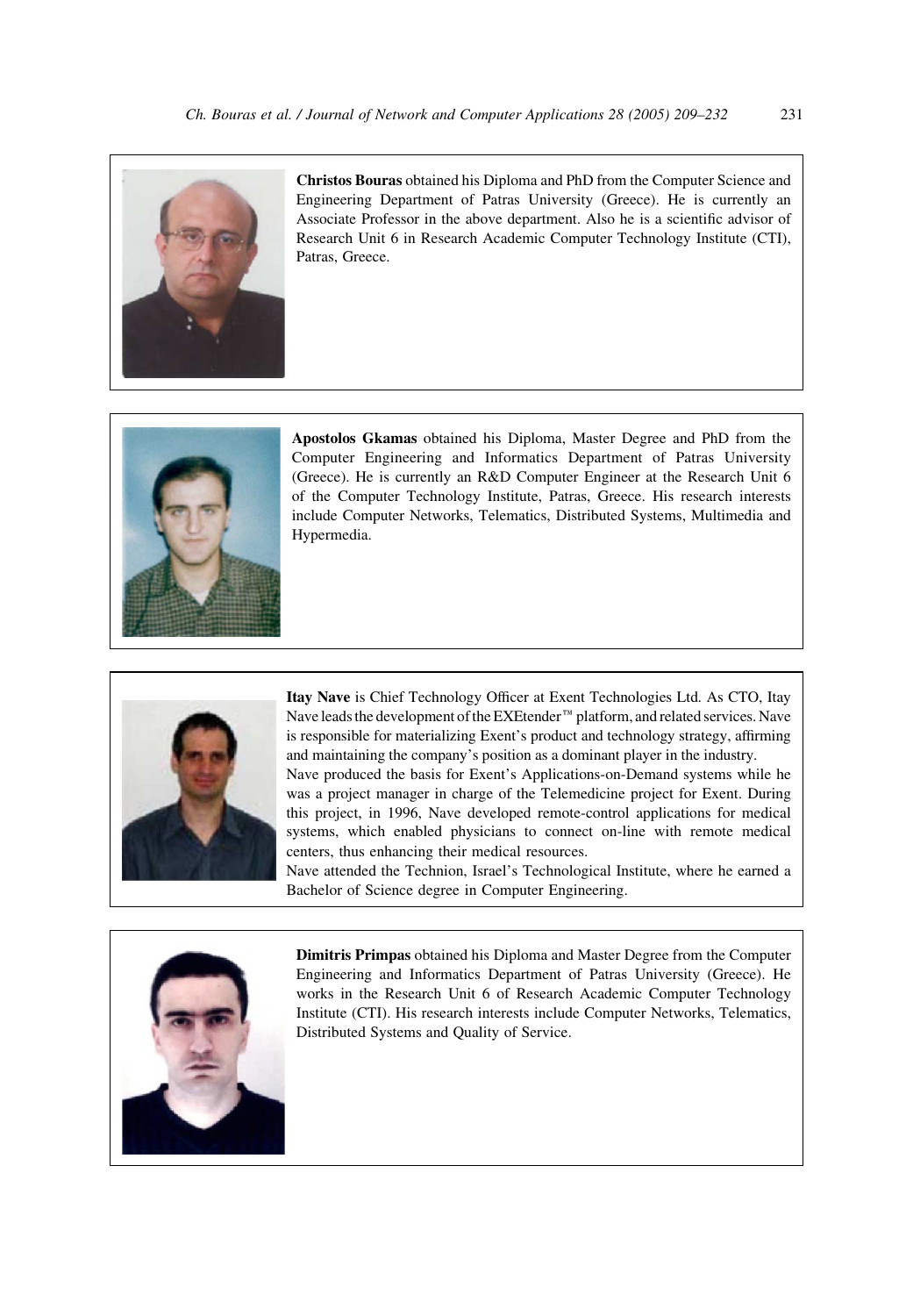**Christos Bouras** obtained his Diploma and PhD from the Computer Science and Engineering Department of Patras University (Greece). He is currently an Associate Professor in the above department. Also he is a scientific advisor of Research Unit 6 in Research Academic Computer Technology Institute (CTI), Patras, Greece.

**Apostolos Gkamas** obtained his Diploma, Master Degree and PhD from the Computer Engineering and Informatics Department of Patras University (Greece). He is currently an R&D Computer Engineer at the Research Unit 6 of the Computer Technology Institute, Patras, Greece. His research interests include Computer Networks, Telematics, Distributed Systems, Multimedia and Hypermedia.

**Itay Nave** is Chief Technology Officer at Exent Technologies Ltd. As CTO, Itay Nave leads the development of the EXEtender™ platform, and related services. Nave is responsible for materializing Exent's product and technology strategy, affirming and maintaining the company's position as a dominant player in the industry.
Nave produced the basis for Exent's Applications-on-Demand systems while he was a project manager in charge of the Telemedicine project for Exent. During this project, in 1996, Nave developed remote-control applications for medical systems, which enabled physicians to connect on-line with remote medical centers, thus enhancing their medical resources.
Nave attended the Technion, Israel's Technological Institute, where he earned a Bachelor of Science degree in Computer Engineering.

**Dimitris Primpas** obtained his Diploma and Master Degree from the Computer Engineering and Informatics Department of Patras University (Greece). He works in the Research Unit 6 of Research Academic Computer Technology Institute (CTI). His research interests include Computer Networks, Telematics, Distributed Systems and Quality of Service.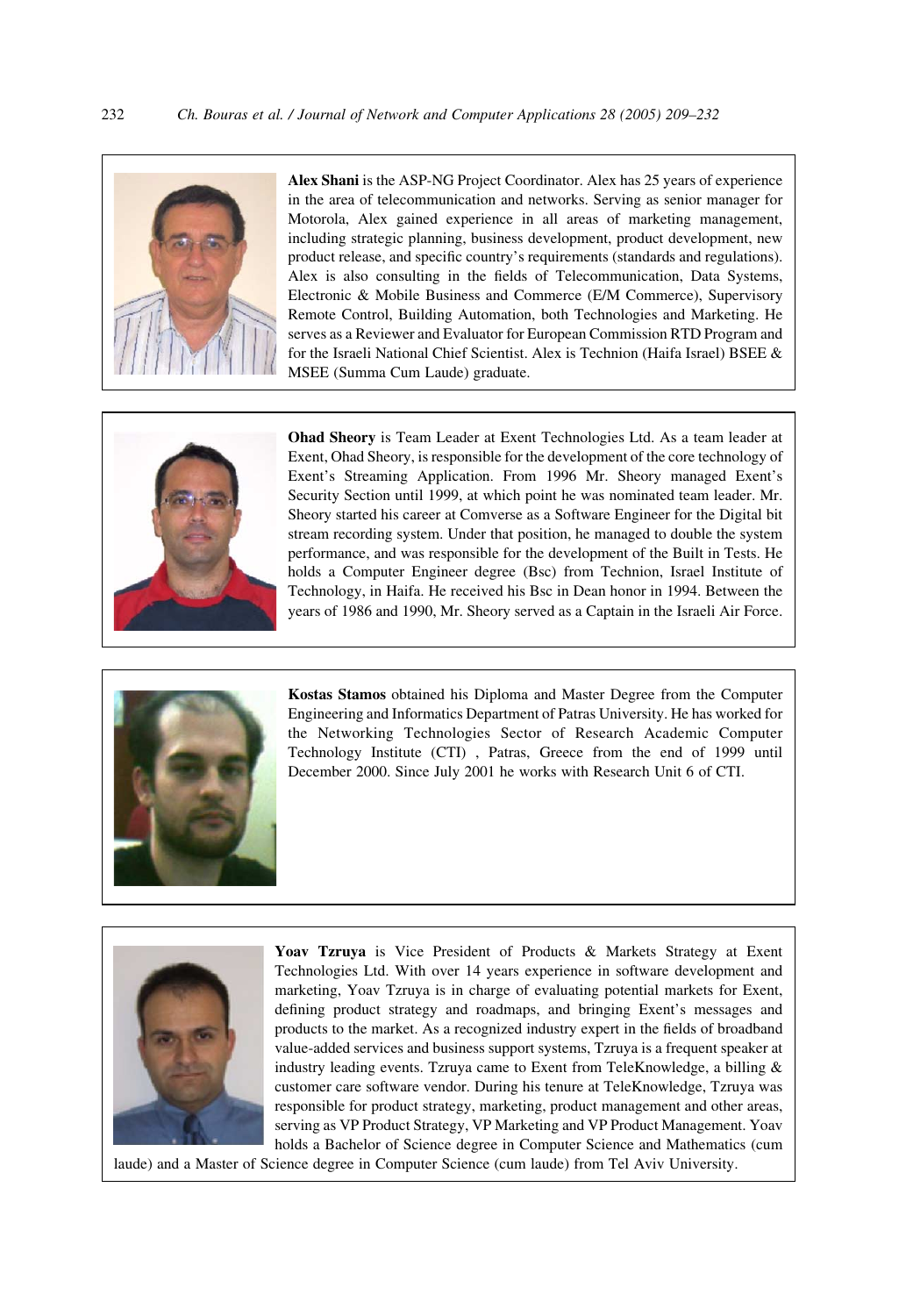**Alex Shani** is the ASP-NG Project Coordinator. Alex has 25 years of experience in the area of telecommunication and networks. Serving as senior manager for Motorola, Alex gained experience in all areas of marketing management, including strategic planning, business development, product development, new product release, and specific country's requirements (standards and regulations). Alex is also consulting in the fields of Telecommunication, Data Systems, Electronic & Mobile Business and Commerce (E/M Commerce), Supervisory Remote Control, Building Automation, both Technologies and Marketing. He serves as a Reviewer and Evaluator for European Commission RTD Program and for the Israeli National Chief Scientist. Alex is Technion (Haifa Israel) BSEE & MSEE (Summa Cum Laude) graduate.

**Ohad Sheory** is Team Leader at Exent Technologies Ltd. As a team leader at Exent, Ohad Sheory, is responsible for the development of the core technology of Exent's Streaming Application. From 1996 Mr. Sheory managed Exent's Security Section until 1999, at which point he was nominated team leader. Mr. Sheory started his career at Comverse as a Software Engineer for the Digital bit stream recording system. Under that position, he managed to double the system performance, and was responsible for the development of the Built in Tests. He holds a Computer Engineer degree (Bsc) from Technion, Israel Institute of Technology, in Haifa. He received his Bsc in Dean honor in 1994. Between the years of 1986 and 1990, Mr. Sheory served as a Captain in the Israeli Air Force.

**Kostas Stamos** obtained his Diploma and Master Degree from the Computer Engineering and Informatics Department of Patras University. He has worked for the Networking Technologies Sector of Research Academic Computer Technology Institute (CTI) , Patras, Greece from the end of 1999 until December 2000. Since July 2001 he works with Research Unit 6 of CTI.

**Yoav Tzruya** is Vice President of Products & Markets Strategy at Exent Technologies Ltd. With over 14 years experience in software development and marketing, Yoav Tzruya is in charge of evaluating potential markets for Exent, defining product strategy and roadmaps, and bringing Exent's messages and products to the market. As a recognized industry expert in the fields of broadband value-added services and business support systems, Tzruya is a frequent speaker at industry leading events. Tzruya came to Exent from TeleKnowledge, a billing & customer care software vendor. During his tenure at TeleKnowledge, Tzruya was responsible for product strategy, marketing, product management and other areas, serving as VP Product Strategy, VP Marketing and VP Product Management. Yoav holds a Bachelor of Science degree in Computer Science and Mathematics (cum laude) and a Master of Science degree in Computer Science (cum laude) from Tel Aviv University.